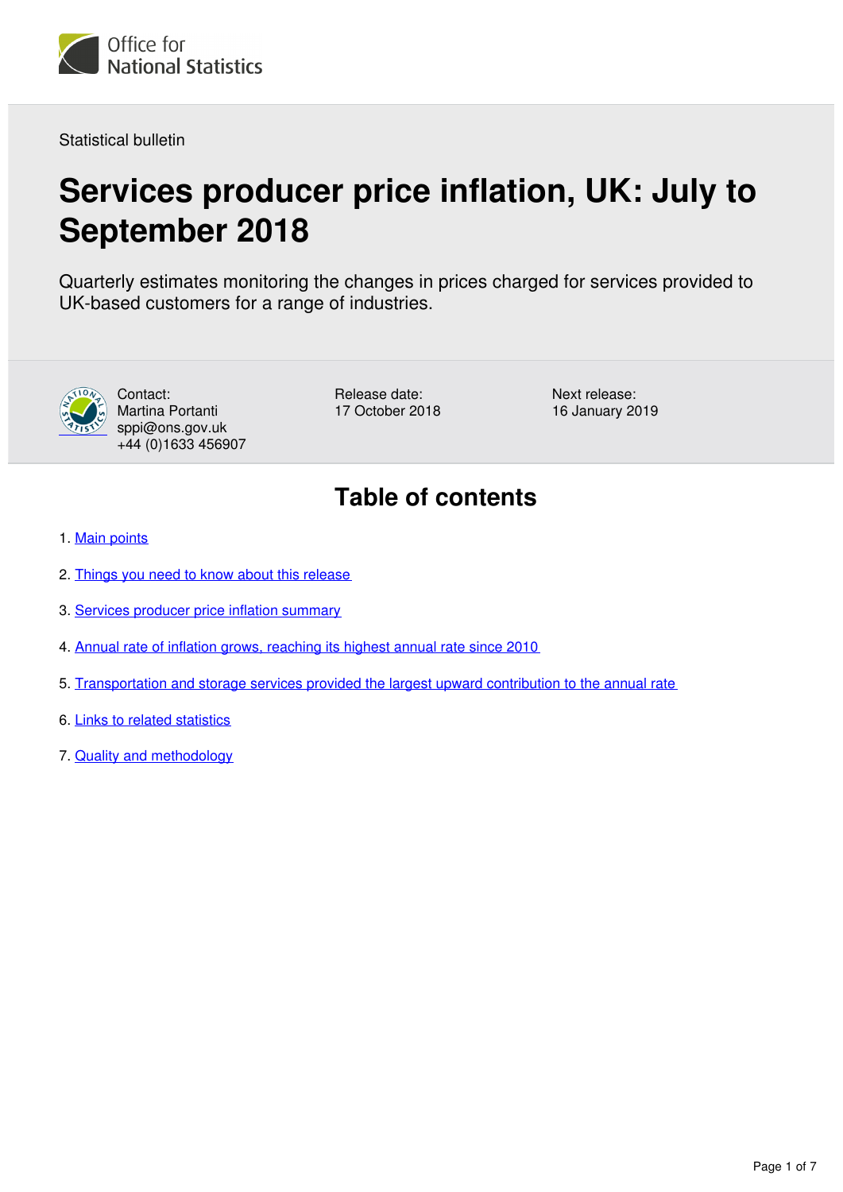Statistical bulletin

# Services producer price inflation, UK: July to September 2018

Quarterly estimates monitoring the changes in prices charged for services provided to UK-based customers for a range of industries.

Contact:
Martina Portanti
sppi@ons.gov.uk
+44 (0)1633 456907

Release date:
17 October 2018

Next release:
16 January 2019

## Table of contents

1. Main points
2. Things you need to know about this release
3. Services producer price inflation summary
4. Annual rate of inflation grows, reaching its highest annual rate since 2010
5. Transportation and storage services provided the largest upward contribution to the annual rate
6. Links to related statistics
7. Quality and methodology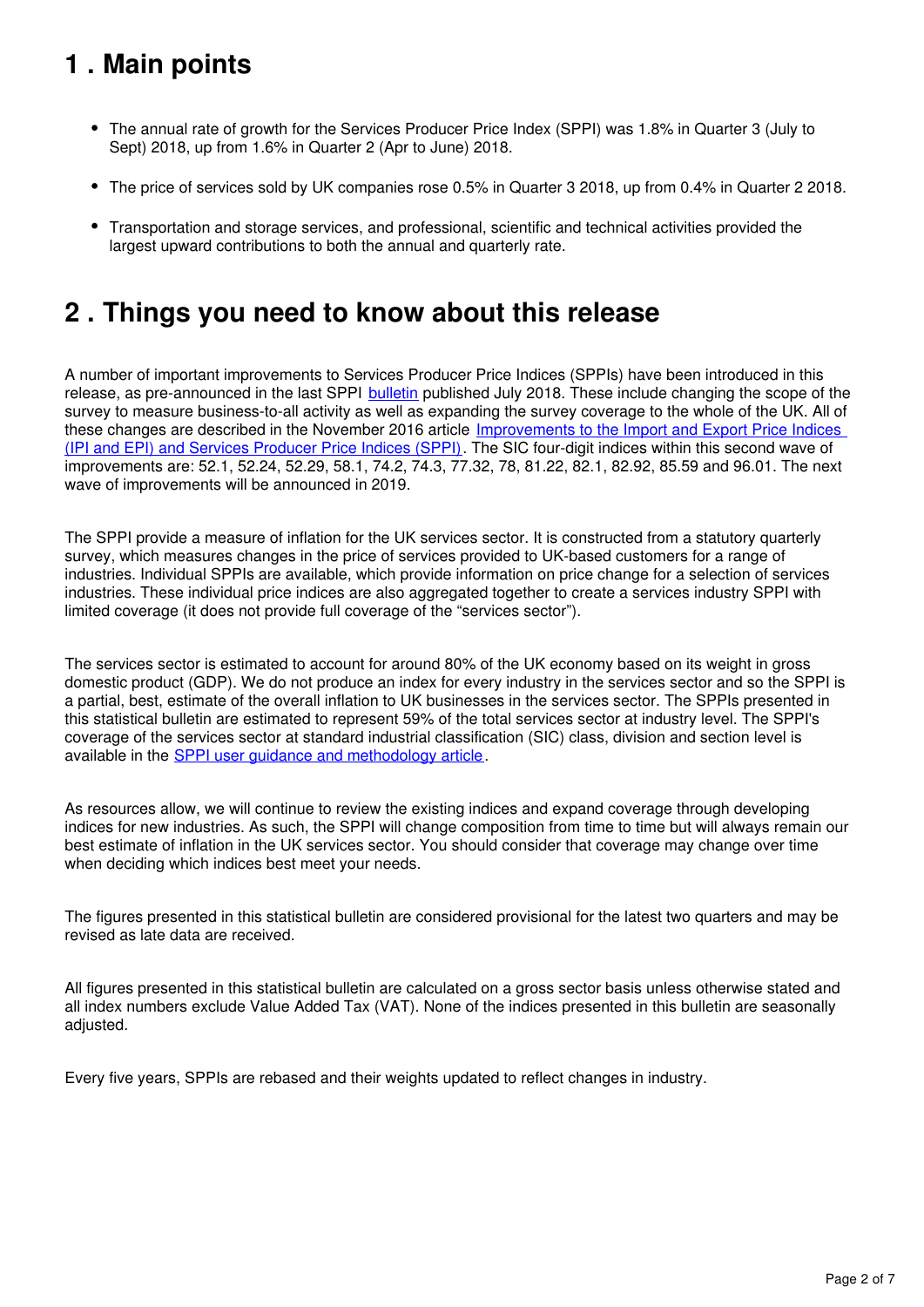## 1 . Main points

- The annual rate of growth for the Services Producer Price Index (SPPI) was 1.8% in Quarter 3 (July to Sept) 2018, up from 1.6% in Quarter 2 (Apr to June) 2018.
- The price of services sold by UK companies rose 0.5% in Quarter 3 2018, up from 0.4% in Quarter 2 2018.
- Transportation and storage services, and professional, scientific and technical activities provided the largest upward contributions to both the annual and quarterly rate.

## 2 . Things you need to know about this release

A number of important improvements to Services Producer Price Indices (SPPIs) have been introduced in this release, as pre-announced in the last SPPI bulletin published July 2018. These include changing the scope of the survey to measure business-to-all activity as well as expanding the survey coverage to the whole of the UK. All of these changes are described in the November 2016 article Improvements to the Import and Export Price Indices (IPI and EPI) and Services Producer Price Indices (SPPI). The SIC four-digit indices within this second wave of improvements are: 52.1, 52.24, 52.29, 58.1, 74.2, 74.3, 77.32, 78, 81.22, 82.1, 82.92, 85.59 and 96.01. The next wave of improvements will be announced in 2019.

The SPPI provide a measure of inflation for the UK services sector. It is constructed from a statutory quarterly survey, which measures changes in the price of services provided to UK-based customers for a range of industries. Individual SPPIs are available, which provide information on price change for a selection of services industries. These individual price indices are also aggregated together to create a services industry SPPI with limited coverage (it does not provide full coverage of the "services sector").

The services sector is estimated to account for around 80% of the UK economy based on its weight in gross domestic product (GDP). We do not produce an index for every industry in the services sector and so the SPPI is a partial, best, estimate of the overall inflation to UK businesses in the services sector. The SPPIs presented in this statistical bulletin are estimated to represent 59% of the total services sector at industry level. The SPPI's coverage of the services sector at standard industrial classification (SIC) class, division and section level is available in the SPPI user guidance and methodology article.

As resources allow, we will continue to review the existing indices and expand coverage through developing indices for new industries. As such, the SPPI will change composition from time to time but will always remain our best estimate of inflation in the UK services sector. You should consider that coverage may change over time when deciding which indices best meet your needs.

The figures presented in this statistical bulletin are considered provisional for the latest two quarters and may be revised as late data are received.

All figures presented in this statistical bulletin are calculated on a gross sector basis unless otherwise stated and all index numbers exclude Value Added Tax (VAT). None of the indices presented in this bulletin are seasonally adjusted.

Every five years, SPPIs are rebased and their weights updated to reflect changes in industry.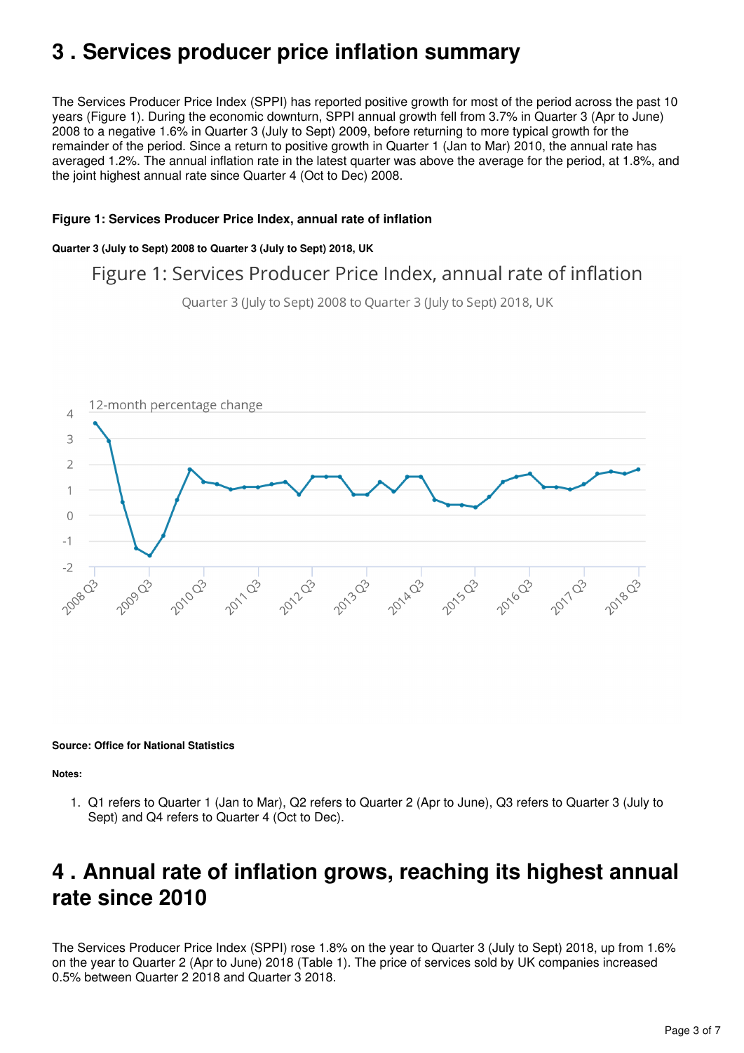## 3 . Services producer price inflation summary

The Services Producer Price Index (SPPI) has reported positive growth for most of the period across the past 10 years (Figure 1). During the economic downturn, SPPI annual growth fell from 3.7% in Quarter 3 (Apr to June) 2008 to a negative 1.6% in Quarter 3 (July to Sept) 2009, before returning to more typical growth for the remainder of the period. Since a return to positive growth in Quarter 1 (Jan to Mar) 2010, the annual rate has averaged 1.2%. The annual inflation rate in the latest quarter was above the average for the period, at 1.8%, and the joint highest annual rate since Quarter 4 (Oct to Dec) 2008.

**Figure 1: Services Producer Price Index, annual rate of inflation**

**Quarter 3 (July to Sept) 2008 to Quarter 3 (July to Sept) 2018, UK**

**Source: Office for National Statistics**

**Notes:**

1. Q1 refers to Quarter 1 (Jan to Mar), Q2 refers to Quarter 2 (Apr to June), Q3 refers to Quarter 3 (July to Sept) and Q4 refers to Quarter 4 (Oct to Dec).

## 4 . Annual rate of inflation grows, reaching its highest annual rate since 2010

The Services Producer Price Index (SPPI) rose 1.8% on the year to Quarter 3 (July to Sept) 2018, up from 1.6% on the year to Quarter 2 (Apr to June) 2018 (Table 1). The price of services sold by UK companies increased 0.5% between Quarter 2 2018 and Quarter 3 2018.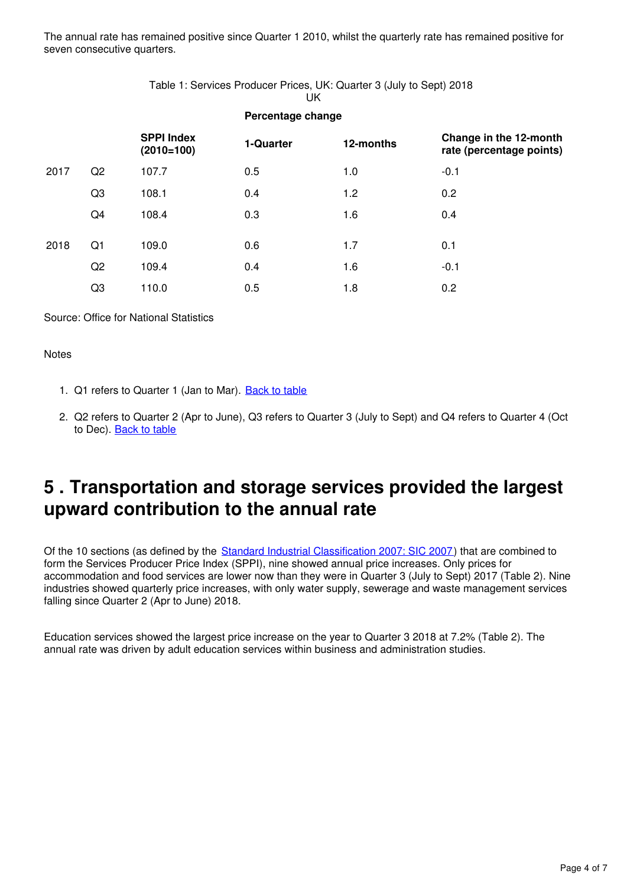The annual rate has remained positive since Quarter 1 2010, whilst the quarterly rate has remained positive for seven consecutive quarters.

Table 1: Services Producer Prices, UK: Quarter 3 (July to Sept) 2018
UK

| | | | Percentage change | | |
|---|---|---|---|---|---|
| | | **SPPI Index (2010=100)** | **1-Quarter** | **12-months** | **Change in the 12-month rate (percentage points)** |
| 2017 | Q2 | 107.7 | 0.5 | 1.0 | -0.1 |
| | Q3 | 108.1 | 0.4 | 1.2 | 0.2 |
| | Q4 | 108.4 | 0.3 | 1.6 | 0.4 |
| 2018 | Q1 | 109.0 | 0.6 | 1.7 | 0.1 |
| | Q2 | 109.4 | 0.4 | 1.6 | -0.1 |
| | Q3 | 110.0 | 0.5 | 1.8 | 0.2 |

Source: Office for National Statistics

Notes

1. Q1 refers to Quarter 1 (Jan to Mar). Back to table
2. Q2 refers to Quarter 2 (Apr to June), Q3 refers to Quarter 3 (July to Sept) and Q4 refers to Quarter 4 (Oct to Dec). Back to table

## 5 . Transportation and storage services provided the largest upward contribution to the annual rate

Of the 10 sections (as defined by the Standard Industrial Classification 2007: SIC 2007) that are combined to form the Services Producer Price Index (SPPI), nine showed annual price increases. Only prices for accommodation and food services are lower now than they were in Quarter 3 (July to Sept) 2017 (Table 2). Nine industries showed quarterly price increases, with only water supply, sewerage and waste management services falling since Quarter 2 (Apr to June) 2018.

Education services showed the largest price increase on the year to Quarter 3 2018 at 7.2% (Table 2). The annual rate was driven by adult education services within business and administration studies.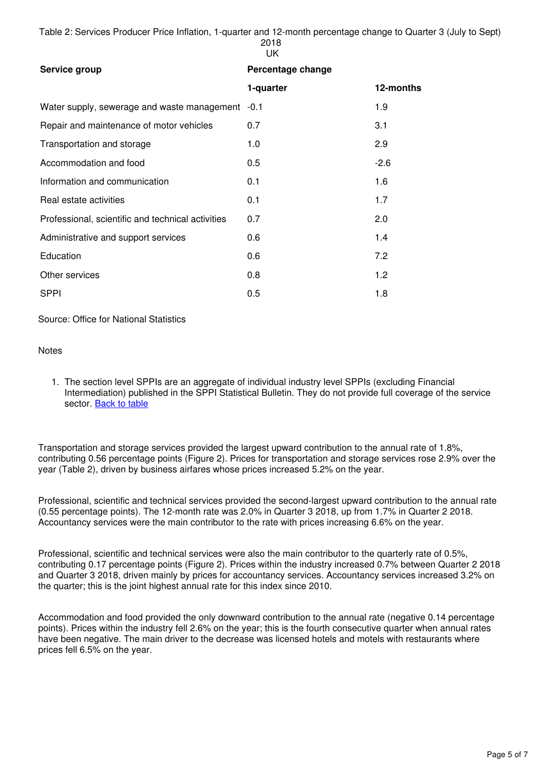Table 2: Services Producer Price Inflation, 1-quarter and 12-month percentage change to Quarter 3 (July to Sept) 2018
UK

| Service group | Percentage change | |
|---|---|---|
| | 1-quarter | 12-months |
| Water supply, sewerage and waste management | -0.1 | 1.9 |
| Repair and maintenance of motor vehicles | 0.7 | 3.1 |
| Transportation and storage | 1.0 | 2.9 |
| Accommodation and food | 0.5 | -2.6 |
| Information and communication | 0.1 | 1.6 |
| Real estate activities | 0.1 | 1.7 |
| Professional, scientific and technical activities | 0.7 | 2.0 |
| Administrative and support services | 0.6 | 1.4 |
| Education | 0.6 | 7.2 |
| Other services | 0.8 | 1.2 |
| SPPI | 0.5 | 1.8 |

Source: Office for National Statistics

Notes

1. The section level SPPIs are an aggregate of individual industry level SPPIs (excluding Financial Intermediation) published in the SPPI Statistical Bulletin. They do not provide full coverage of the service sector. Back to table

Transportation and storage services provided the largest upward contribution to the annual rate of 1.8%, contributing 0.56 percentage points (Figure 2). Prices for transportation and storage services rose 2.9% over the year (Table 2), driven by business airfares whose prices increased 5.2% on the year.

Professional, scientific and technical services provided the second-largest upward contribution to the annual rate (0.55 percentage points). The 12-month rate was 2.0% in Quarter 3 2018, up from 1.7% in Quarter 2 2018. Accountancy services were the main contributor to the rate with prices increasing 6.6% on the year.

Professional, scientific and technical services were also the main contributor to the quarterly rate of 0.5%, contributing 0.17 percentage points (Figure 2). Prices within the industry increased 0.7% between Quarter 2 2018 and Quarter 3 2018, driven mainly by prices for accountancy services. Accountancy services increased 3.2% on the quarter; this is the joint highest annual rate for this index since 2010.

Accommodation and food provided the only downward contribution to the annual rate (negative 0.14 percentage points). Prices within the industry fell 2.6% on the year; this is the fourth consecutive quarter when annual rates have been negative. The main driver to the decrease was licensed hotels and motels with restaurants where prices fell 6.5% on the year.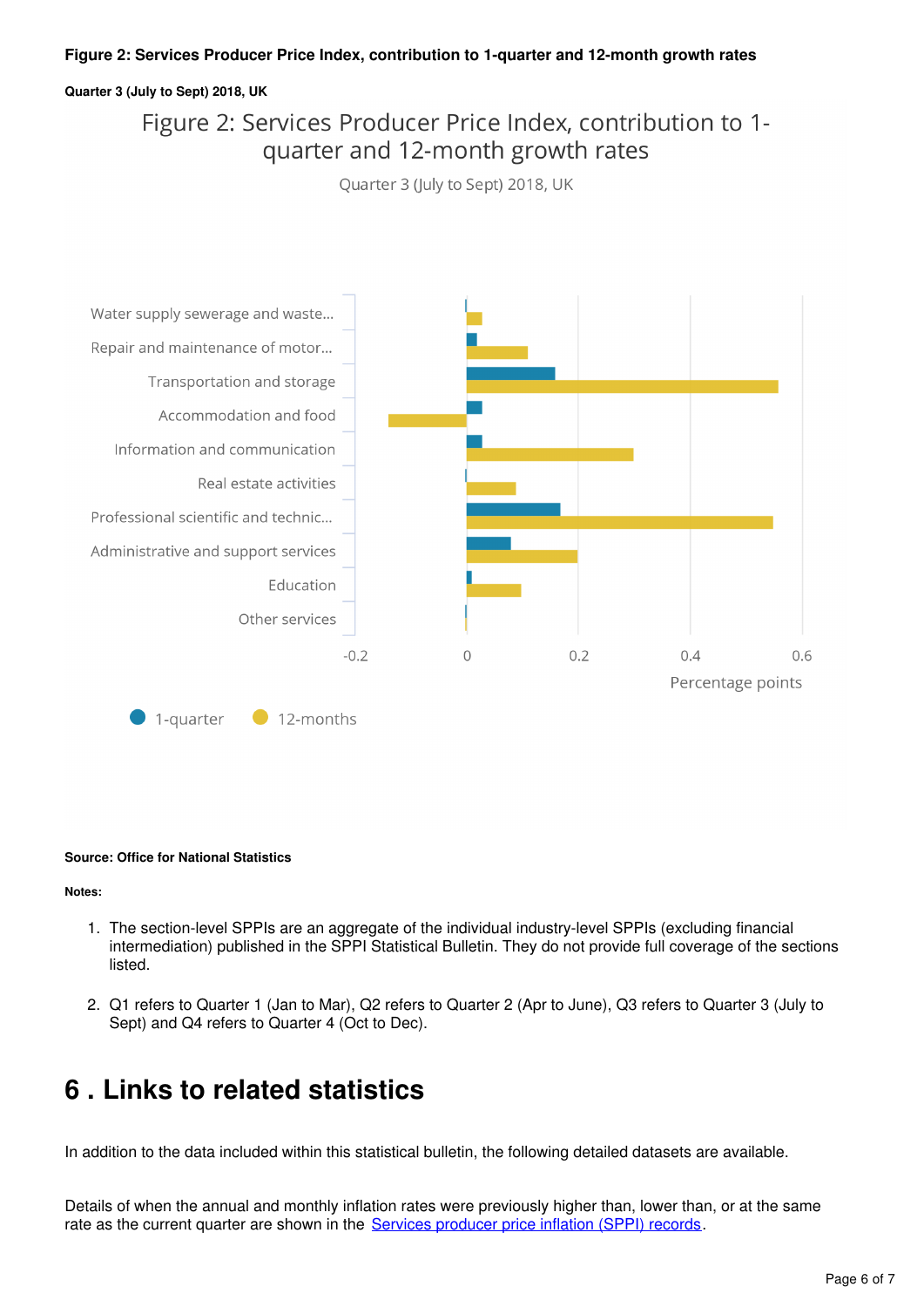**Figure 2: Services Producer Price Index, contribution to 1-quarter and 12-month growth rates**

**Quarter 3 (July to Sept) 2018, UK**

Figure 2: Services Producer Price Index, contribution to 1-quarter and 12-month growth rates

Quarter 3 (July to Sept) 2018, UK

Water supply sewerage and waste...

Repair and maintenance of motor...

Transportation and storage

Accommodation and food

Information and communication

Real estate activities

Professional scientific and technic...

Administrative and support services

Education

Other services

-0.2 0 0.2 0.4 0.6

Percentage points

1-quarter 12-months

**Source: Office for National Statistics**

**Notes:**

1. The section-level SPPIs are an aggregate of the individual industry-level SPPIs (excluding financial intermediation) published in the SPPI Statistical Bulletin. They do not provide full coverage of the sections listed.

2. Q1 refers to Quarter 1 (Jan to Mar), Q2 refers to Quarter 2 (Apr to June), Q3 refers to Quarter 3 (July to Sept) and Q4 refers to Quarter 4 (Oct to Dec).

# 6 . Links to related statistics

In addition to the data included within this statistical bulletin, the following detailed datasets are available.

Details of when the annual and monthly inflation rates were previously higher than, lower than, or at the same rate as the current quarter are shown in the Services producer price inflation (SPPI) records.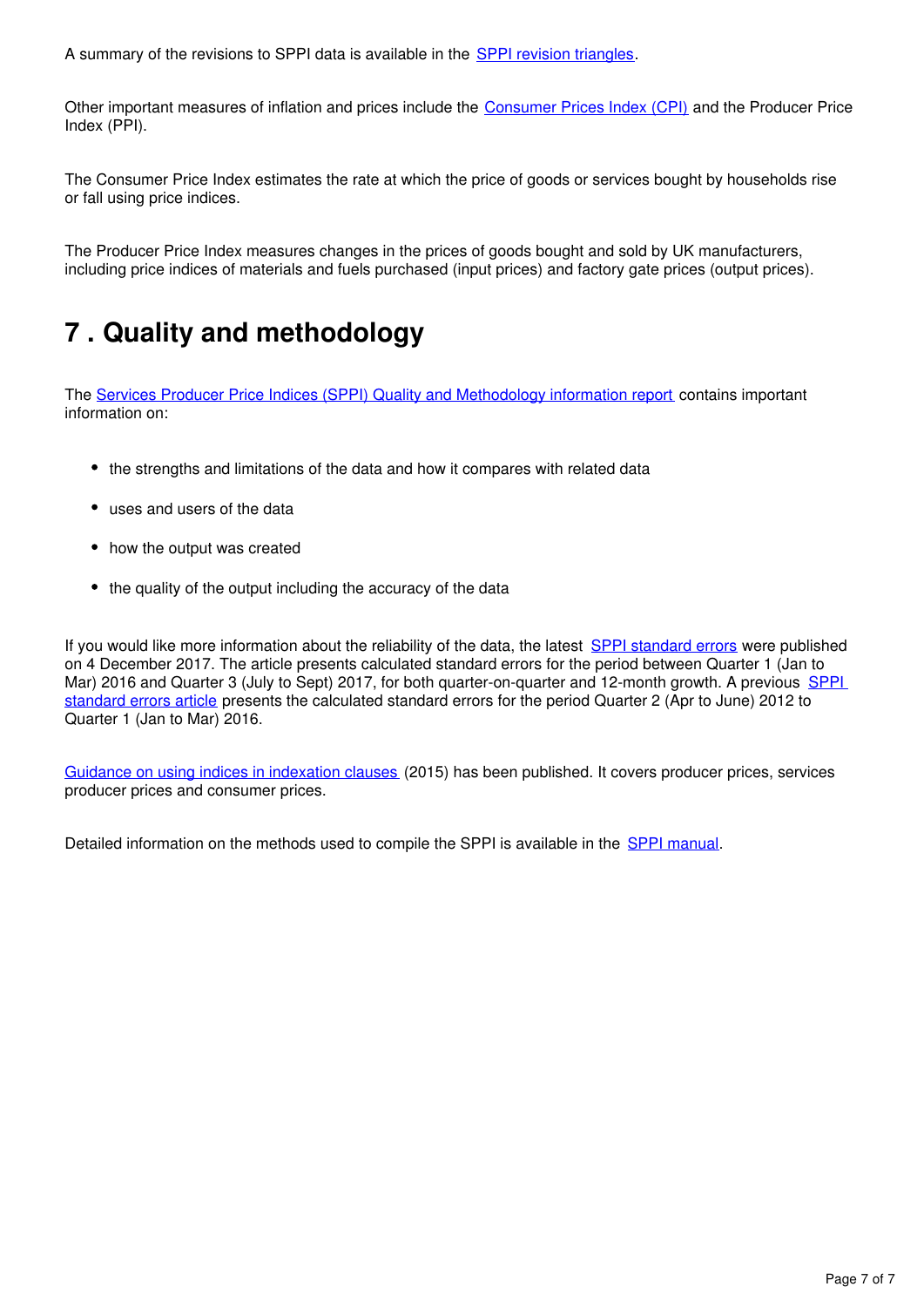A summary of the revisions to SPPI data is available in the SPPI revision triangles.

Other important measures of inflation and prices include the Consumer Prices Index (CPI) and the Producer Price Index (PPI).

The Consumer Price Index estimates the rate at which the price of goods or services bought by households rise or fall using price indices.

The Producer Price Index measures changes in the prices of goods bought and sold by UK manufacturers, including price indices of materials and fuels purchased (input prices) and factory gate prices (output prices).

# 7 . Quality and methodology

The Services Producer Price Indices (SPPI) Quality and Methodology information report contains important information on:

- the strengths and limitations of the data and how it compares with related data
- uses and users of the data
- how the output was created
- the quality of the output including the accuracy of the data

If you would like more information about the reliability of the data, the latest SPPI standard errors were published on 4 December 2017. The article presents calculated standard errors for the period between Quarter 1 (Jan to Mar) 2016 and Quarter 3 (July to Sept) 2017, for both quarter-on-quarter and 12-month growth. A previous SPPI standard errors article presents the calculated standard errors for the period Quarter 2 (Apr to June) 2012 to Quarter 1 (Jan to Mar) 2016.

Guidance on using indices in indexation clauses (2015) has been published. It covers producer prices, services producer prices and consumer prices.

Detailed information on the methods used to compile the SPPI is available in the SPPI manual.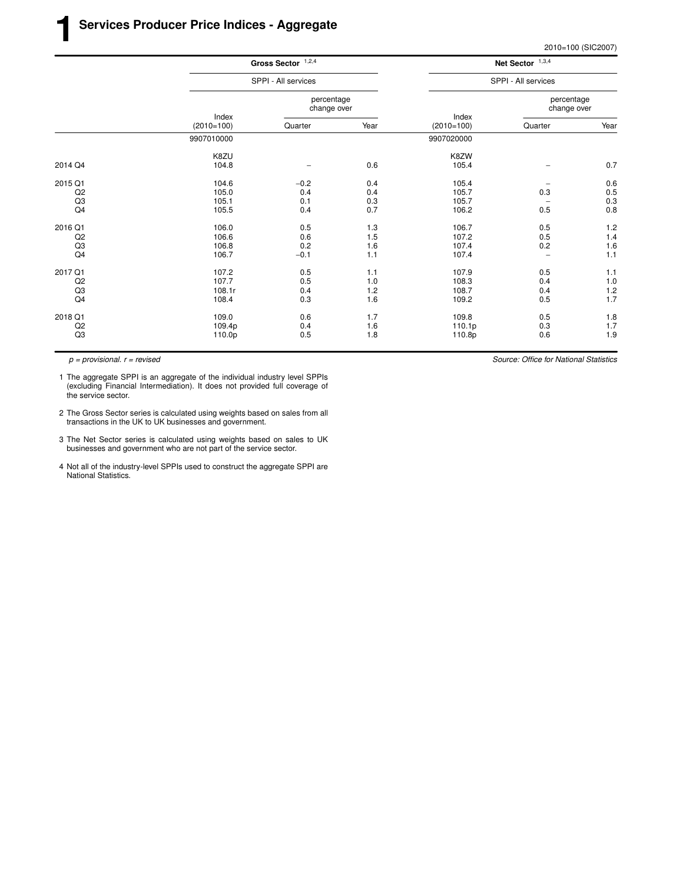# 1 Services Producer Price Indices - Aggregate

2010=100 (SIC2007)

| | Gross Sector [1,2,4] | | | Net Sector [1,3,4] | | |
|---|---|---|---|---|---|---|
| | SPPI - All services | | | SPPI - All services | | |
| | Index (2010=100) | percentage change over Quarter | percentage change over Year | Index (2010=100) | percentage change over Quarter | percentage change over Year |
| | 9907010000 | | | 9907020000 | | |
| | K8ZU | | | K8ZW | | |
| 2014 Q4 | 104.8 | – | 0.6 | 105.4 | – | 0.7 |
| 2015 Q1 | 104.6 | −0.2 | 0.4 | 105.4 | – | 0.6 |
| Q2 | 105.0 | 0.4 | 0.4 | 105.7 | 0.3 | 0.5 |
| Q3 | 105.1 | 0.1 | 0.3 | 105.7 | – | 0.3 |
| Q4 | 105.5 | 0.4 | 0.7 | 106.2 | 0.5 | 0.8 |
| 2016 Q1 | 106.0 | 0.5 | 1.3 | 106.7 | 0.5 | 1.2 |
| Q2 | 106.6 | 0.6 | 1.5 | 107.2 | 0.5 | 1.4 |
| Q3 | 106.8 | 0.2 | 1.6 | 107.4 | 0.2 | 1.6 |
| Q4 | 106.7 | −0.1 | 1.1 | 107.4 | – | 1.1 |
| 2017 Q1 | 107.2 | 0.5 | 1.1 | 107.9 | 0.5 | 1.1 |
| Q2 | 107.7 | 0.5 | 1.0 | 108.3 | 0.4 | 1.0 |
| Q3 | 108.1r | 0.4 | 1.2 | 108.7 | 0.4 | 1.2 |
| Q4 | 108.4 | 0.3 | 1.6 | 109.2 | 0.5 | 1.7 |
| 2018 Q1 | 109.0 | 0.6 | 1.7 | 109.8 | 0.5 | 1.8 |
| Q2 | 109.4p | 0.4 | 1.6 | 110.1p | 0.3 | 1.7 |
| Q3 | 110.0p | 0.5 | 1.8 | 110.8p | 0.6 | 1.9 |

*p = provisional. r = revised*

*Source: Office for National Statistics*

1 The aggregate SPPI is an aggregate of the individual industry level SPPIs (excluding Financial Intermediation). It does not provided full coverage of the service sector.

2 The Gross Sector series is calculated using weights based on sales from all transactions in the UK to UK businesses and government.

3 The Net Sector series is calculated using weights based on sales to UK businesses and government who are not part of the service sector.

4 Not all of the industry-level SPPIs used to construct the aggregate SPPI are National Statistics.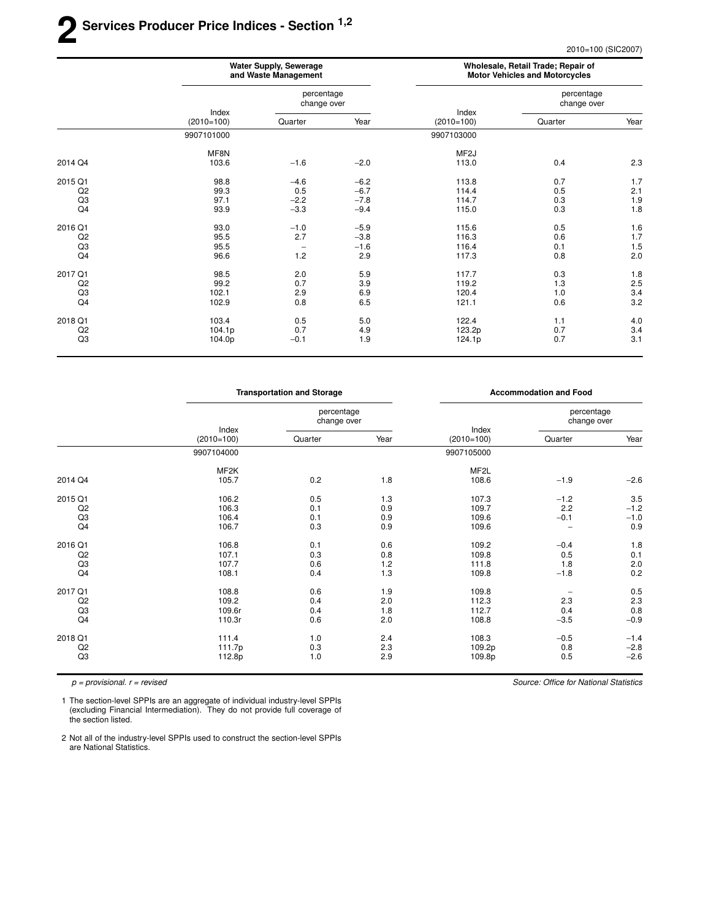# 2 Services Producer Price Indices - Section [1,2]

2010=100 (SIC2007)

| | Water Supply, Sewerage and Waste Management | | | Wholesale, Retail Trade; Repair of Motor Vehicles and Motorcycles | | |
|---|---|---|---|---|---|---|
| | Index (2010=100) | percentage change over Quarter | percentage change over Year | Index (2010=100) | percentage change over Quarter | percentage change over Year |
| | 9907101000 | | | 9907103000 | | |
| | MF8N | | | MF2J | | |
| 2014 Q4 | 103.6 | −1.6 | −2.0 | 113.0 | 0.4 | 2.3 |
| 2015 Q1 | 98.8 | −4.6 | −6.2 | 113.8 | 0.7 | 1.7 |
| Q2 | 99.3 | 0.5 | −6.7 | 114.4 | 0.5 | 2.1 |
| Q3 | 97.1 | −2.2 | −7.8 | 114.7 | 0.3 | 1.9 |
| Q4 | 93.9 | −3.3 | −9.4 | 115.0 | 0.3 | 1.8 |
| 2016 Q1 | 93.0 | −1.0 | −5.9 | 115.6 | 0.5 | 1.6 |
| Q2 | 95.5 | 2.7 | −3.8 | 116.3 | 0.6 | 1.7 |
| Q3 | 95.5 | – | −1.6 | 116.4 | 0.1 | 1.5 |
| Q4 | 96.6 | 1.2 | 2.9 | 117.3 | 0.8 | 2.0 |
| 2017 Q1 | 98.5 | 2.0 | 5.9 | 117.7 | 0.3 | 1.8 |
| Q2 | 99.2 | 0.7 | 3.9 | 119.2 | 1.3 | 2.5 |
| Q3 | 102.1 | 2.9 | 6.9 | 120.4 | 1.0 | 3.4 |
| Q4 | 102.9 | 0.8 | 6.5 | 121.1 | 0.6 | 3.2 |
| 2018 Q1 | 103.4 | 0.5 | 5.0 | 122.4 | 1.1 | 4.0 |
| Q2 | 104.1p | 0.7 | 4.9 | 123.2p | 0.7 | 3.4 |
| Q3 | 104.0p | −0.1 | 1.9 | 124.1p | 0.7 | 3.1 |

| | Transportation and Storage | | | Accommodation and Food | | |
|---|---|---|---|---|---|---|
| | Index (2010=100) | percentage change over Quarter | percentage change over Year | Index (2010=100) | percentage change over Quarter | percentage change over Year |
| | 9907104000 | | | 9907105000 | | |
| | MF2K | | | MF2L | | |
| 2014 Q4 | 105.7 | 0.2 | 1.8 | 108.6 | −1.9 | −2.6 |
| 2015 Q1 | 106.2 | 0.5 | 1.3 | 107.3 | −1.2 | 3.5 |
| Q2 | 106.3 | 0.1 | 0.9 | 109.7 | 2.2 | −1.2 |
| Q3 | 106.4 | 0.1 | 0.9 | 109.6 | −0.1 | −1.0 |
| Q4 | 106.7 | 0.3 | 0.9 | 109.6 | – | 0.9 |
| 2016 Q1 | 106.8 | 0.1 | 0.6 | 109.2 | −0.4 | 1.8 |
| Q2 | 107.1 | 0.3 | 0.8 | 109.8 | 0.5 | 0.1 |
| Q3 | 107.7 | 0.6 | 1.2 | 111.8 | 1.8 | 2.0 |
| Q4 | 108.1 | 0.4 | 1.3 | 109.8 | −1.8 | 0.2 |
| 2017 Q1 | 108.8 | 0.6 | 1.9 | 109.8 | – | 0.5 |
| Q2 | 109.2 | 0.4 | 2.0 | 112.3 | 2.3 | 2.3 |
| Q3 | 109.6r | 0.4 | 1.8 | 112.7 | 0.4 | 0.8 |
| Q4 | 110.3r | 0.6 | 2.0 | 108.8 | −3.5 | −0.9 |
| 2018 Q1 | 111.4 | 1.0 | 2.4 | 108.3 | −0.5 | −1.4 |
| Q2 | 111.7p | 0.3 | 2.3 | 109.2p | 0.8 | −2.8 |
| Q3 | 112.8p | 1.0 | 2.9 | 109.8p | 0.5 | −2.6 |

*p = provisional. r = revised*

*Source: Office for National Statistics*

1 The section-level SPPIs are an aggregate of individual industry-level SPPIs (excluding Financial Intermediation). They do not provide full coverage of the section listed.

2 Not all of the industry-level SPPIs used to construct the section-level SPPIs are National Statistics.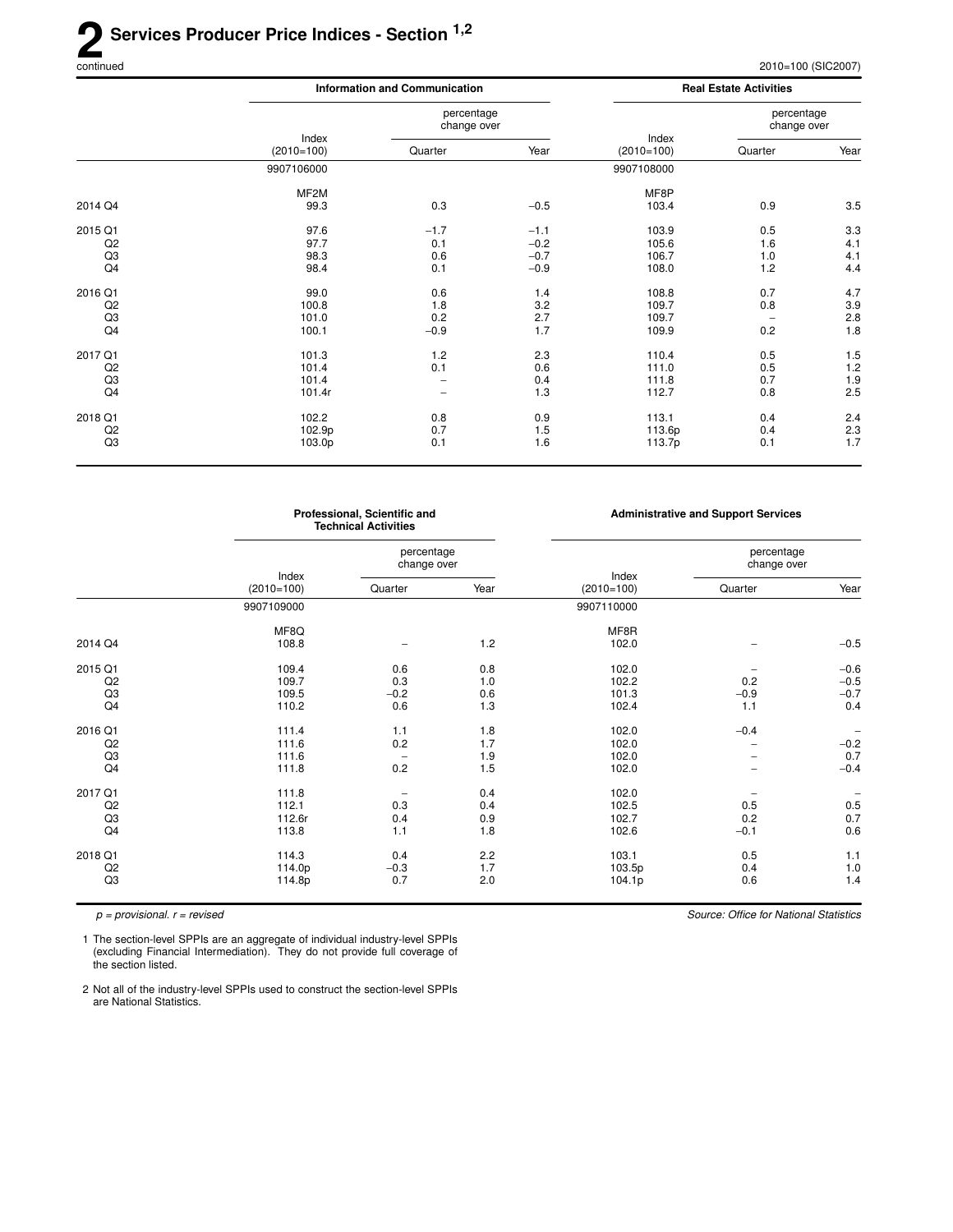# 2 Services Producer Price Indices - Section [1,2]

continued

2010=100 (SIC2007)

| | Information and Communication | | | Real Estate Activities | | |
|---|---|---|---|---|---|---|
| | Index (2010=100) | percentage change over Quarter | Year | Index (2010=100) | percentage change over Quarter | Year |
| | 9907106000 | | | 9907108000 | | |
| | MF2M | | | MF8P | | |
| 2014 Q4 | 99.3 | 0.3 | −0.5 | 103.4 | 0.9 | 3.5 |
| 2015 Q1 | 97.6 | −1.7 | −1.1 | 103.9 | 0.5 | 3.3 |
| Q2 | 97.7 | 0.1 | −0.2 | 105.6 | 1.6 | 4.1 |
| Q3 | 98.3 | 0.6 | −0.7 | 106.7 | 1.0 | 4.1 |
| Q4 | 98.4 | 0.1 | −0.9 | 108.0 | 1.2 | 4.4 |
| 2016 Q1 | 99.0 | 0.6 | 1.4 | 108.8 | 0.7 | 4.7 |
| Q2 | 100.8 | 1.8 | 3.2 | 109.7 | 0.8 | 3.9 |
| Q3 | 101.0 | 0.2 | 2.7 | 109.7 | – | 2.8 |
| Q4 | 100.1 | −0.9 | 1.7 | 109.9 | 0.2 | 1.8 |
| 2017 Q1 | 101.3 | 1.2 | 2.3 | 110.4 | 0.5 | 1.5 |
| Q2 | 101.4 | 0.1 | 0.6 | 111.0 | 0.5 | 1.2 |
| Q3 | 101.4 | – | 0.4 | 111.8 | 0.7 | 1.9 |
| Q4 | 101.4r | – | 1.3 | 112.7 | 0.8 | 2.5 |
| 2018 Q1 | 102.2 | 0.8 | 0.9 | 113.1 | 0.4 | 2.4 |
| Q2 | 102.9p | 0.7 | 1.5 | 113.6p | 0.4 | 2.3 |
| Q3 | 103.0p | 0.1 | 1.6 | 113.7p | 0.1 | 1.7 |

| | Professional, Scientific and Technical Activities | | | Administrative and Support Services | | |
|---|---|---|---|---|---|---|
| | Index (2010=100) | percentage change over Quarter | Year | Index (2010=100) | percentage change over Quarter | Year |
| | 9907109000 | | | 9907110000 | | |
| | MF8Q | | | MF8R | | |
| 2014 Q4 | 108.8 | – | 1.2 | 102.0 | – | −0.5 |
| 2015 Q1 | 109.4 | 0.6 | 0.8 | 102.0 | – | −0.6 |
| Q2 | 109.7 | 0.3 | 1.0 | 102.2 | 0.2 | −0.5 |
| Q3 | 109.5 | −0.2 | 0.6 | 101.3 | −0.9 | −0.7 |
| Q4 | 110.2 | 0.6 | 1.3 | 102.4 | 1.1 | 0.4 |
| 2016 Q1 | 111.4 | 1.1 | 1.8 | 102.0 | −0.4 | – |
| Q2 | 111.6 | 0.2 | 1.7 | 102.0 | – | −0.2 |
| Q3 | 111.6 | – | 1.9 | 102.0 | – | 0.7 |
| Q4 | 111.8 | 0.2 | 1.5 | 102.0 | – | −0.4 |
| 2017 Q1 | 111.8 | – | 0.4 | 102.0 | – | – |
| Q2 | 112.1 | 0.3 | 0.4 | 102.5 | 0.5 | 0.5 |
| Q3 | 112.6r | 0.4 | 0.9 | 102.7 | 0.2 | 0.7 |
| Q4 | 113.8 | 1.1 | 1.8 | 102.6 | −0.1 | 0.6 |
| 2018 Q1 | 114.3 | 0.4 | 2.2 | 103.1 | 0.5 | 1.1 |
| Q2 | 114.0p | −0.3 | 1.7 | 103.5p | 0.4 | 1.0 |
| Q3 | 114.8p | 0.7 | 2.0 | 104.1p | 0.6 | 1.4 |

*p = provisional. r = revised*

*Source: Office for National Statistics*

1 The section-level SPPIs are an aggregate of individual industry-level SPPIs (excluding Financial Intermediation). They do not provide full coverage of the section listed.

2 Not all of the industry-level SPPIs used to construct the section-level SPPIs are National Statistics.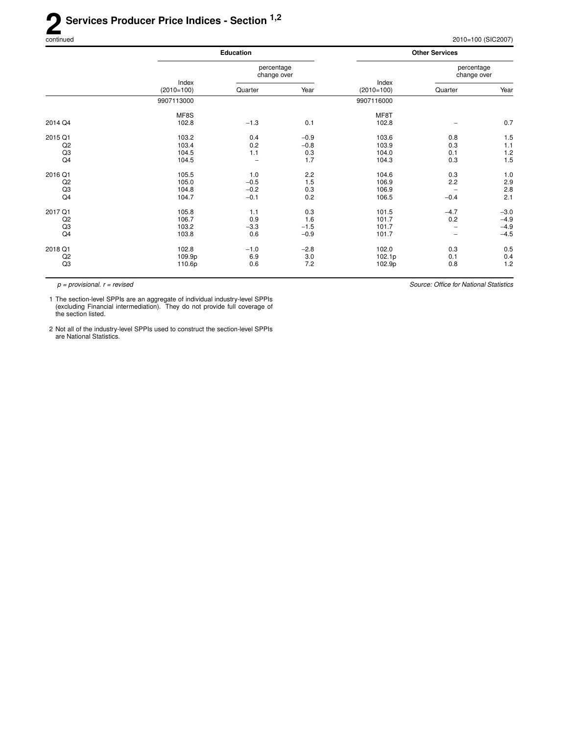# 2 Services Producer Price Indices - Section [1,2]

continued

2010=100 (SIC2007)

| | Education | | | Other Services | | |
|---|---|---|---|---|---|---|
| | | percentage change over | | | percentage change over | |
| | Index (2010=100) | Quarter | Year | Index (2010=100) | Quarter | Year |
| | 9907113000 | | | 9907116000 | | |
| | MF8S | | | MF8T | | |
| 2014 Q4 | 102.8 | −1.3 | 0.1 | 102.8 | – | 0.7 |
| 2015 Q1 | 103.2 | 0.4 | −0.9 | 103.6 | 0.8 | 1.5 |
| Q2 | 103.4 | 0.2 | −0.8 | 103.9 | 0.3 | 1.1 |
| Q3 | 104.5 | 1.1 | 0.3 | 104.0 | 0.1 | 1.2 |
| Q4 | 104.5 | – | 1.7 | 104.3 | 0.3 | 1.5 |
| 2016 Q1 | 105.5 | 1.0 | 2.2 | 104.6 | 0.3 | 1.0 |
| Q2 | 105.0 | −0.5 | 1.5 | 106.9 | 2.2 | 2.9 |
| Q3 | 104.8 | −0.2 | 0.3 | 106.9 | – | 2.8 |
| Q4 | 104.7 | −0.1 | 0.2 | 106.5 | −0.4 | 2.1 |
| 2017 Q1 | 105.8 | 1.1 | 0.3 | 101.5 | −4.7 | −3.0 |
| Q2 | 106.7 | 0.9 | 1.6 | 101.7 | 0.2 | −4.9 |
| Q3 | 103.2 | −3.3 | −1.5 | 101.7 | – | −4.9 |
| Q4 | 103.8 | 0.6 | −0.9 | 101.7 | – | −4.5 |
| 2018 Q1 | 102.8 | −1.0 | −2.8 | 102.0 | 0.3 | 0.5 |
| Q2 | 109.9p | 6.9 | 3.0 | 102.1p | 0.1 | 0.4 |
| Q3 | 110.6p | 0.6 | 7.2 | 102.9p | 0.8 | 1.2 |

*p = provisional. r = revised*

*Source: Office for National Statistics*

1 The section-level SPPIs are an aggregate of individual industry-level SPPIs (excluding Financial intermediation). They do not provide full coverage of the section listed.

2 Not all of the industry-level SPPIs used to construct the section-level SPPIs are National Statistics.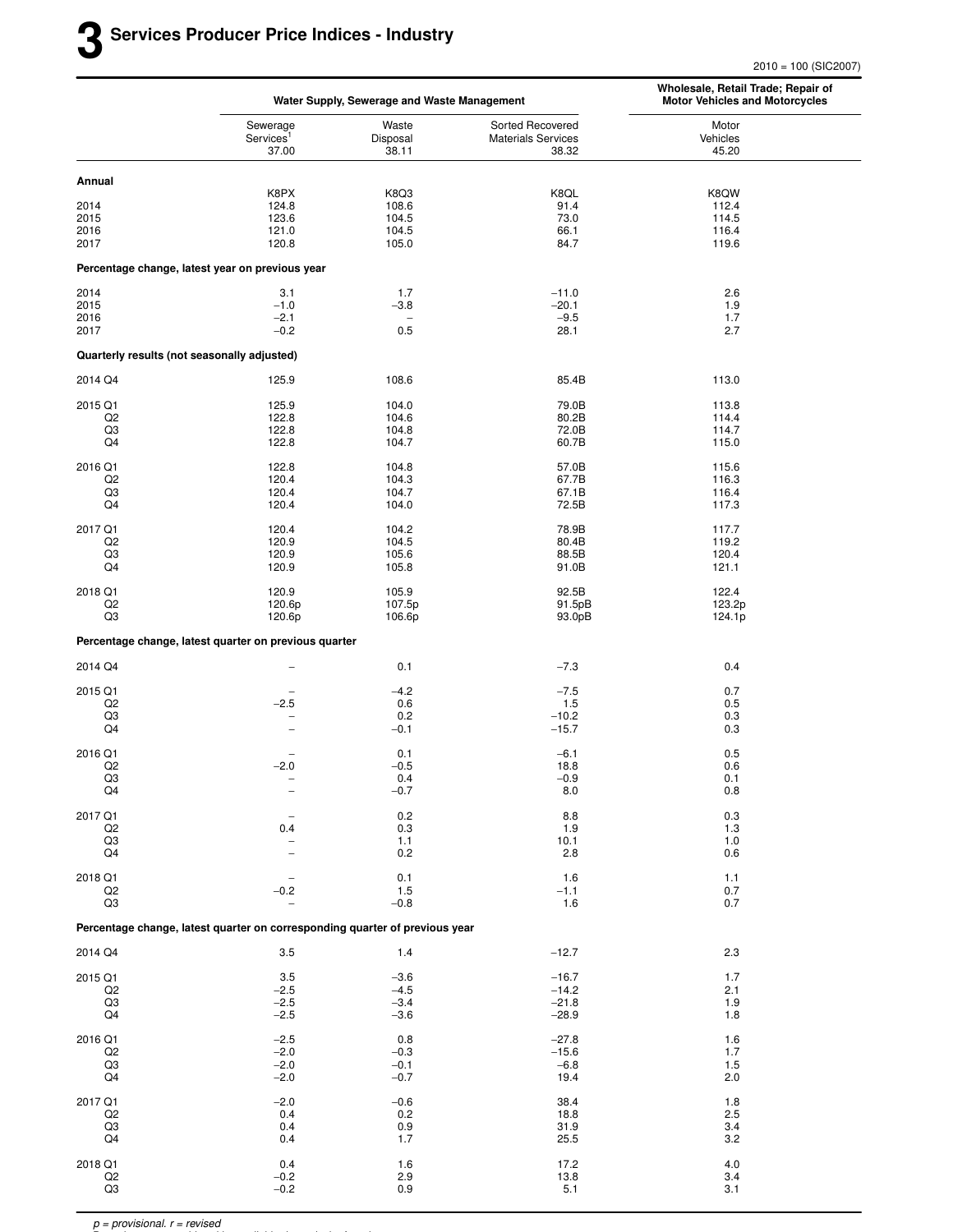# 3 Services Producer Price Indices - Industry

2010 = 100 (SIC2007)

| | Water Supply, Sewerage and Waste Management | | | Wholesale, Retail Trade; Repair of Motor Vehicles and Motorcycles |
|---|---|---|---|---|
| | Sewerage Services[1] 37.00 | Waste Disposal 38.11 | Sorted Recovered Materials Services 38.32 | Motor Vehicles 45.20 |
| **Annual** | | | | |
| | K8PX | K8Q3 | K8QL | K8QW |
| 2014 | 124.8 | 108.6 | 91.4 | 112.4 |
| 2015 | 123.6 | 104.5 | 73.0 | 114.5 |
| 2016 | 121.0 | 104.5 | 66.1 | 116.4 |
| 2017 | 120.8 | 105.0 | 84.7 | 119.6 |
| **Percentage change, latest year on previous year** | | | | |
| 2014 | 3.1 | 1.7 | −11.0 | 2.6 |
| 2015 | −1.0 | −3.8 | −20.1 | 1.9 |
| 2016 | −2.1 | – | −9.5 | 1.7 |
| 2017 | −0.2 | 0.5 | 28.1 | 2.7 |
| **Quarterly results (not seasonally adjusted)** | | | | |
| 2014 Q4 | 125.9 | 108.6 | 85.4B | 113.0 |
| 2015 Q1 | 125.9 | 104.0 | 79.0B | 113.8 |
| Q2 | 122.8 | 104.6 | 80.2B | 114.4 |
| Q3 | 122.8 | 104.8 | 72.0B | 114.7 |
| Q4 | 122.8 | 104.7 | 60.7B | 115.0 |
| 2016 Q1 | 122.8 | 104.8 | 57.0B | 115.6 |
| Q2 | 120.4 | 104.3 | 67.7B | 116.3 |
| Q3 | 120.4 | 104.7 | 67.1B | 116.4 |
| Q4 | 120.4 | 104.0 | 72.5B | 117.3 |
| 2017 Q1 | 120.4 | 104.2 | 78.9B | 117.7 |
| Q2 | 120.9 | 104.5 | 80.4B | 119.2 |
| Q3 | 120.9 | 105.6 | 88.5B | 120.4 |
| Q4 | 120.9 | 105.8 | 91.0B | 121.1 |
| 2018 Q1 | 120.9 | 105.9 | 92.5B | 122.4 |
| Q2 | 120.6p | 107.5p | 91.5pB | 123.2p |
| Q3 | 120.6p | 106.6p | 93.0pB | 124.1p |
| **Percentage change, latest quarter on previous quarter** | | | | |
| 2014 Q4 | – | 0.1 | −7.3 | 0.4 |
| 2015 Q1 | – | −4.2 | −7.5 | 0.7 |
| Q2 | −2.5 | 0.6 | 1.5 | 0.5 |
| Q3 | – | 0.2 | −10.2 | 0.3 |
| Q4 | – | −0.1 | −15.7 | 0.3 |
| 2016 Q1 | – | 0.1 | −6.1 | 0.5 |
| Q2 | −2.0 | −0.5 | 18.8 | 0.6 |
| Q3 | – | 0.4 | −0.9 | 0.1 |
| Q4 | – | −0.7 | 8.0 | 0.8 |
| 2017 Q1 | – | 0.2 | 8.8 | 0.3 |
| Q2 | 0.4 | 0.3 | 1.9 | 1.3 |
| Q3 | – | 1.1 | 10.1 | 1.0 |
| Q4 | – | 0.2 | 2.8 | 0.6 |
| 2018 Q1 | – | 0.1 | 1.6 | 1.1 |
| Q2 | −0.2 | 1.5 | −1.1 | 0.7 |
| Q3 | – | −0.8 | 1.6 | 0.7 |
| **Percentage change, latest quarter on corresponding quarter of previous year** | | | | |
| 2014 Q4 | 3.5 | 1.4 | −12.7 | 2.3 |
| 2015 Q1 | 3.5 | −3.6 | −16.7 | 1.7 |
| Q2 | −2.5 | −4.5 | −14.2 | 2.1 |
| Q3 | −2.5 | −3.4 | −21.8 | 1.9 |
| Q4 | −2.5 | −3.6 | −28.9 | 1.8 |
| 2016 Q1 | −2.5 | 0.8 | −27.8 | 1.6 |
| Q2 | −2.0 | −0.3 | −15.6 | 1.7 |
| Q3 | −2.0 | −0.1 | −6.8 | 1.5 |
| Q4 | −2.0 | −0.7 | 19.4 | 2.0 |
| 2017 Q1 | −2.0 | −0.6 | 38.4 | 1.8 |
| Q2 | 0.4 | 0.2 | 18.8 | 2.5 |
| Q3 | 0.4 | 0.9 | 31.9 | 3.4 |
| Q4 | 0.4 | 1.7 | 25.5 | 3.2 |
| 2018 Q1 | 0.4 | 1.6 | 17.2 | 4.0 |
| Q2 | −0.2 | 2.9 | 13.8 | 3.4 |
| Q3 | −0.2 | 0.9 | 5.1 | 3.1 |

*p = provisional. r = revised*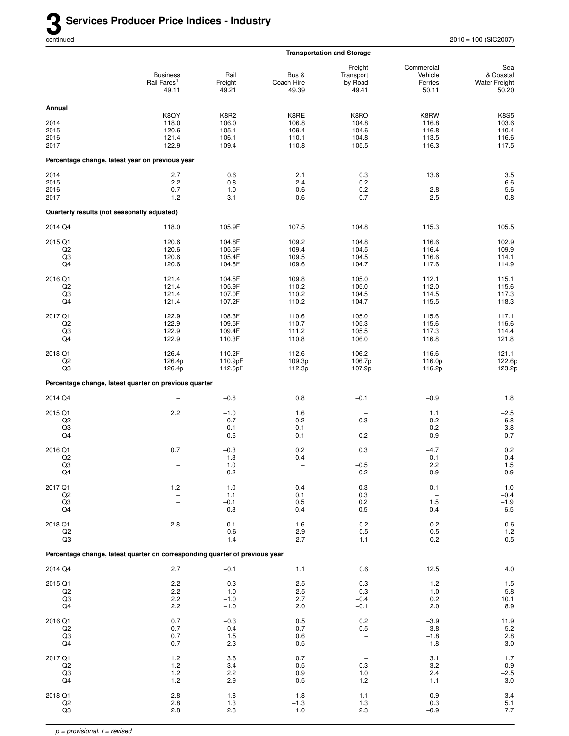# 3 Services Producer Price Indices - Industry

continued

2010 = 100 (SIC2007)

| | Transportation and Storage | | | | | |
|---|---|---|---|---|---|---|
| | Business Rail Fares[1] 49.11 | Rail Freight 49.21 | Bus & Coach Hire 49.39 | Freight Transport by Road 49.41 | Commercial Vehicle Ferries 50.11 | Sea & Coastal Water Freight 50.20 |
| **Annual** | | | | | | |
| | K8QY | K8R2 | K8RE | K8RO | K8RW | K8S5 |
| 2014 | 118.0 | 106.0 | 106.8 | 104.8 | 116.8 | 103.6 |
| 2015 | 120.6 | 105.1 | 109.4 | 104.6 | 116.8 | 110.4 |
| 2016 | 121.4 | 106.1 | 110.1 | 104.8 | 113.5 | 116.6 |
| 2017 | 122.9 | 109.4 | 110.8 | 105.5 | 116.3 | 117.5 |
| **Percentage change, latest year on previous year** | | | | | | |
| 2014 | 2.7 | 0.6 | 2.1 | 0.3 | 13.6 | 3.5 |
| 2015 | 2.2 | –0.8 | 2.4 | –0.2 | – | 6.6 |
| 2016 | 0.7 | 1.0 | 0.6 | 0.2 | –2.8 | 5.6 |
| 2017 | 1.2 | 3.1 | 0.6 | 0.7 | 2.5 | 0.8 |
| **Quarterly results (not seasonally adjusted)** | | | | | | |
| 2014 Q4 | 118.0 | 105.9F | 107.5 | 104.8 | 115.3 | 105.5 |
| 2015 Q1 | 120.6 | 104.8F | 109.2 | 104.8 | 116.6 | 102.9 |
| Q2 | 120.6 | 105.5F | 109.4 | 104.5 | 116.4 | 109.9 |
| Q3 | 120.6 | 105.4F | 109.5 | 104.5 | 116.6 | 114.1 |
| Q4 | 120.6 | 104.8F | 109.6 | 104.7 | 117.6 | 114.9 |
| 2016 Q1 | 121.4 | 104.5F | 109.8 | 105.0 | 112.1 | 115.1 |
| Q2 | 121.4 | 105.9F | 110.2 | 105.0 | 112.0 | 115.6 |
| Q3 | 121.4 | 107.0F | 110.2 | 104.5 | 114.5 | 117.3 |
| Q4 | 121.4 | 107.2F | 110.2 | 104.7 | 115.5 | 118.3 |
| 2017 Q1 | 122.9 | 108.3F | 110.6 | 105.0 | 115.6 | 117.1 |
| Q2 | 122.9 | 109.5F | 110.7 | 105.3 | 115.6 | 116.6 |
| Q3 | 122.9 | 109.4F | 111.2 | 105.5 | 117.3 | 114.4 |
| Q4 | 122.9 | 110.3F | 110.8 | 106.0 | 116.8 | 121.8 |
| 2018 Q1 | 126.4 | 110.2F | 112.6 | 106.2 | 116.6 | 121.1 |
| Q2 | 126.4p | 110.9pF | 109.3p | 106.7p | 116.0p | 122.6p |
| Q3 | 126.4p | 112.5pF | 112.3p | 107.9p | 116.2p | 123.2p |
| **Percentage change, latest quarter on previous quarter** | | | | | | |
| 2014 Q4 | – | –0.6 | 0.8 | –0.1 | –0.9 | 1.8 |
| 2015 Q1 | 2.2 | –1.0 | 1.6 | – | 1.1 | –2.5 |
| Q2 | – | 0.7 | 0.2 | –0.3 | –0.2 | 6.8 |
| Q3 | – | –0.1 | 0.1 | – | 0.2 | 3.8 |
| Q4 | – | –0.6 | 0.1 | 0.2 | 0.9 | 0.7 |
| 2016 Q1 | 0.7 | –0.3 | 0.2 | 0.3 | –4.7 | 0.2 |
| Q2 | – | 1.3 | 0.4 | – | –0.1 | 0.4 |
| Q3 | – | 1.0 | – | –0.5 | 2.2 | 1.5 |
| Q4 | – | 0.2 | – | 0.2 | 0.9 | 0.9 |
| 2017 Q1 | 1.2 | 1.0 | 0.4 | 0.3 | 0.1 | –1.0 |
| Q2 | – | 1.1 | 0.1 | 0.3 | – | –0.4 |
| Q3 | – | –0.1 | 0.5 | 0.2 | 1.5 | –1.9 |
| Q4 | – | 0.8 | –0.4 | 0.5 | –0.4 | 6.5 |
| 2018 Q1 | 2.8 | –0.1 | 1.6 | 0.2 | –0.2 | –0.6 |
| Q2 | – | 0.6 | –2.9 | 0.5 | –0.5 | 1.2 |
| Q3 | – | 1.4 | 2.7 | 1.1 | 0.2 | 0.5 |
| **Percentage change, latest quarter on corresponding quarter of previous year** | | | | | | |
| 2014 Q4 | 2.7 | –0.1 | 1.1 | 0.6 | 12.5 | 4.0 |
| 2015 Q1 | 2.2 | –0.3 | 2.5 | 0.3 | –1.2 | 1.5 |
| Q2 | 2.2 | –1.0 | 2.5 | –0.3 | –1.0 | 5.8 |
| Q3 | 2.2 | –1.0 | 2.7 | –0.4 | 0.2 | 10.1 |
| Q4 | 2.2 | –1.0 | 2.0 | –0.1 | 2.0 | 8.9 |
| 2016 Q1 | 0.7 | –0.3 | 0.5 | 0.2 | –3.9 | 11.9 |
| Q2 | 0.7 | 0.4 | 0.7 | 0.5 | –3.8 | 5.2 |
| Q3 | 0.7 | 1.5 | 0.6 | – | –1.8 | 2.8 |
| Q4 | 0.7 | 2.3 | 0.5 | – | –1.8 | 3.0 |
| 2017 Q1 | 1.2 | 3.6 | 0.7 | – | 3.1 | 1.7 |
| Q2 | 1.2 | 3.4 | 0.5 | 0.3 | 3.2 | 0.9 |
| Q3 | 1.2 | 2.2 | 0.9 | 1.0 | 2.4 | –2.5 |
| Q4 | 1.2 | 2.9 | 0.5 | 1.2 | 1.1 | 3.0 |
| 2018 Q1 | 2.8 | 1.8 | 1.8 | 1.1 | 0.9 | 3.4 |
| Q2 | 2.8 | 1.3 | –1.3 | 1.3 | 0.3 | 5.1 |
| Q3 | 2.8 | 2.8 | 1.0 | 2.3 | –0.9 | 7.7 |

*p = provisional. r = revised*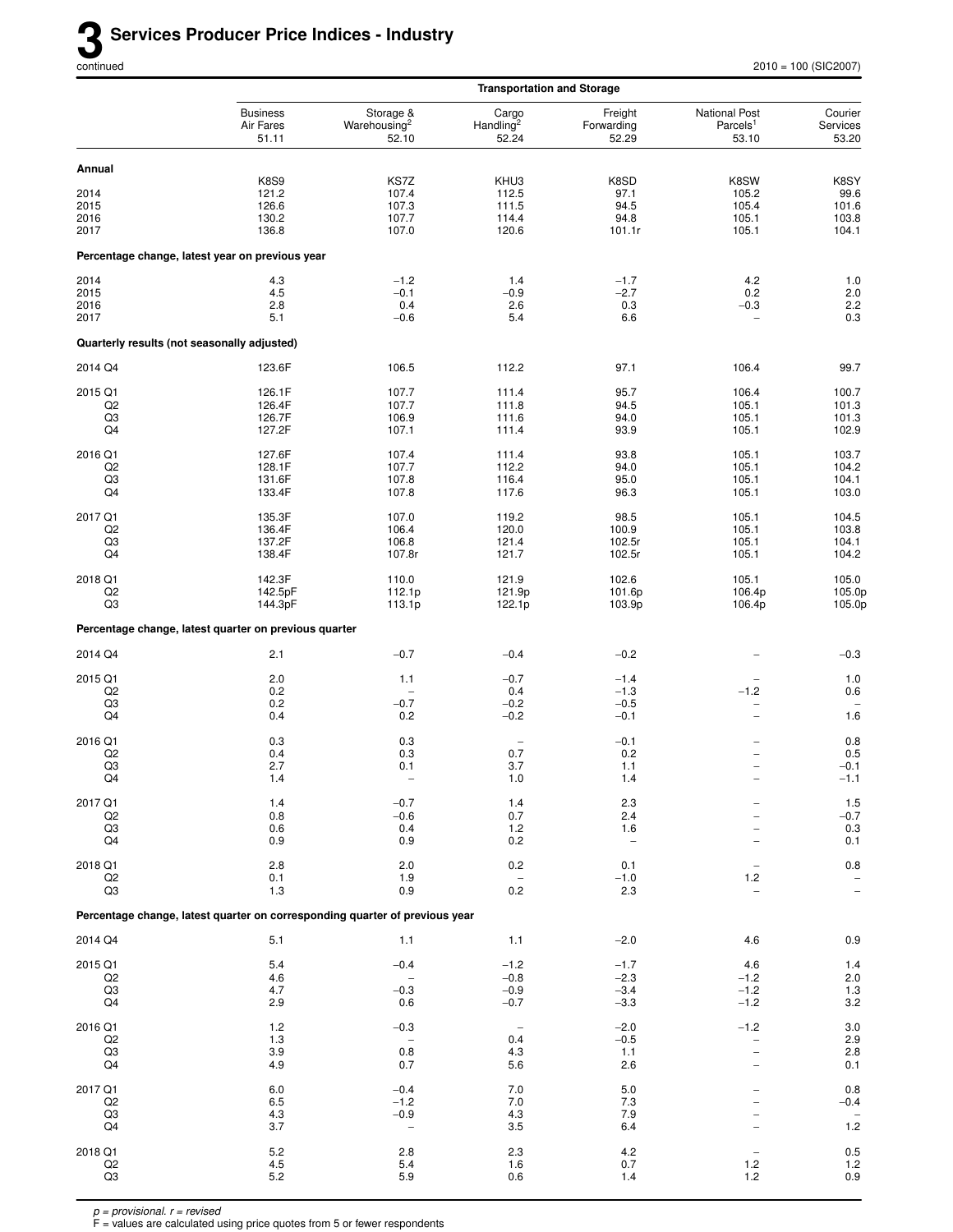# 3 Services Producer Price Indices - Industry

continued

2010 = 100 (SIC2007)

| | Transportation and Storage | | | | | |
|---|---|---|---|---|---|---|
| | Business Air Fares 51.11 | Storage & Warehousing[2] 52.10 | Cargo Handling[2] 52.24 | Freight Forwarding 52.29 | National Post Parcels[1] 53.10 | Courier Services 53.20 |
| **Annual** | | | | | | |
| | K8S9 | KS7Z | KHU3 | K8SD | K8SW | K8SY |
| 2014 | 121.2 | 107.4 | 112.5 | 97.1 | 105.2 | 99.6 |
| 2015 | 126.6 | 107.3 | 111.5 | 94.5 | 105.4 | 101.6 |
| 2016 | 130.2 | 107.7 | 114.4 | 94.8 | 105.1 | 103.8 |
| 2017 | 136.8 | 107.0 | 120.6 | 101.1r | 105.1 | 104.1 |
| **Percentage change, latest year on previous year** | | | | | | |
| 2014 | 4.3 | −1.2 | 1.4 | −1.7 | 4.2 | 1.0 |
| 2015 | 4.5 | −0.1 | −0.9 | −2.7 | 0.2 | 2.0 |
| 2016 | 2.8 | 0.4 | 2.6 | 0.3 | −0.3 | 2.2 |
| 2017 | 5.1 | −0.6 | 5.4 | 6.6 | – | 0.3 |
| **Quarterly results (not seasonally adjusted)** | | | | | | |
| 2014 Q4 | 123.6F | 106.5 | 112.2 | 97.1 | 106.4 | 99.7 |
| 2015 Q1 | 126.1F | 107.7 | 111.4 | 95.7 | 106.4 | 100.7 |
| Q2 | 126.4F | 107.7 | 111.8 | 94.5 | 105.1 | 101.3 |
| Q3 | 126.7F | 106.9 | 111.6 | 94.0 | 105.1 | 101.3 |
| Q4 | 127.2F | 107.1 | 111.4 | 93.9 | 105.1 | 102.9 |
| 2016 Q1 | 127.6F | 107.4 | 111.4 | 93.8 | 105.1 | 103.7 |
| Q2 | 128.1F | 107.7 | 112.2 | 94.0 | 105.1 | 104.2 |
| Q3 | 131.6F | 107.8 | 116.4 | 95.0 | 105.1 | 104.1 |
| Q4 | 133.4F | 107.8 | 117.6 | 96.3 | 105.1 | 103.0 |
| 2017 Q1 | 135.3F | 107.0 | 119.2 | 98.5 | 105.1 | 104.5 |
| Q2 | 136.4F | 106.4 | 120.0 | 100.9 | 105.1 | 103.8 |
| Q3 | 137.2F | 106.8 | 121.4 | 102.5r | 105.1 | 104.1 |
| Q4 | 138.4F | 107.8r | 121.7 | 102.5r | 105.1 | 104.2 |
| 2018 Q1 | 142.3F | 110.0 | 121.9 | 102.6 | 105.1 | 105.0 |
| Q2 | 142.5pF | 112.1p | 121.9p | 101.6p | 106.4p | 105.0p |
| Q3 | 144.3pF | 113.1p | 122.1p | 103.9p | 106.4p | 105.0p |
| **Percentage change, latest quarter on previous quarter** | | | | | | |
| 2014 Q4 | 2.1 | −0.7 | −0.4 | −0.2 | – | −0.3 |
| 2015 Q1 | 2.0 | 1.1 | −0.7 | −1.4 | – | 1.0 |
| Q2 | 0.2 | – | 0.4 | −1.3 | −1.2 | 0.6 |
| Q3 | 0.2 | −0.7 | −0.2 | −0.5 | – | – |
| Q4 | 0.4 | 0.2 | −0.2 | −0.1 | – | 1.6 |
| 2016 Q1 | 0.3 | 0.3 | – | −0.1 | – | 0.8 |
| Q2 | 0.4 | 0.3 | 0.7 | 0.2 | – | 0.5 |
| Q3 | 2.7 | 0.1 | 3.7 | 1.1 | – | −0.1 |
| Q4 | 1.4 | – | 1.0 | 1.4 | – | −1.1 |
| 2017 Q1 | 1.4 | −0.7 | 1.4 | 2.3 | – | 1.5 |
| Q2 | 0.8 | −0.6 | 0.7 | 2.4 | – | −0.7 |
| Q3 | 0.6 | 0.4 | 1.2 | 1.6 | – | 0.3 |
| Q4 | 0.9 | 0.9 | 0.2 | – | – | 0.1 |
| 2018 Q1 | 2.8 | 2.0 | 0.2 | 0.1 | – | 0.8 |
| Q2 | 0.1 | 1.9 | – | −1.0 | 1.2 | – |
| Q3 | 1.3 | 0.9 | 0.2 | 2.3 | – | – |
| **Percentage change, latest quarter on corresponding quarter of previous year** | | | | | | |
| 2014 Q4 | 5.1 | 1.1 | 1.1 | −2.0 | 4.6 | 0.9 |
| 2015 Q1 | 5.4 | −0.4 | −1.2 | −1.7 | 4.6 | 1.4 |
| Q2 | 4.6 | – | −0.8 | −2.3 | −1.2 | 2.0 |
| Q3 | 4.7 | −0.3 | −0.9 | −3.4 | −1.2 | 1.3 |
| Q4 | 2.9 | 0.6 | −0.7 | −3.3 | −1.2 | 3.2 |
| 2016 Q1 | 1.2 | −0.3 | – | −2.0 | −1.2 | 3.0 |
| Q2 | 1.3 | – | 0.4 | −0.5 | – | 2.9 |
| Q3 | 3.9 | 0.8 | 4.3 | 1.1 | – | 2.8 |
| Q4 | 4.9 | 0.7 | 5.6 | 2.6 | – | 0.1 |
| 2017 Q1 | 6.0 | −0.4 | 7.0 | 5.0 | – | 0.8 |
| Q2 | 6.5 | −1.2 | 7.0 | 7.3 | – | −0.4 |
| Q3 | 4.3 | −0.9 | 4.3 | 7.9 | – | – |
| Q4 | 3.7 | – | 3.5 | 6.4 | – | 1.2 |
| 2018 Q1 | 5.2 | 2.8 | 2.3 | 4.2 | – | 0.5 |
| Q2 | 4.5 | 5.4 | 1.6 | 0.7 | 1.2 | 1.2 |
| Q3 | 5.2 | 5.9 | 0.6 | 1.4 | 1.2 | 0.9 |

*p = provisional. r = revised*
F = values are calculated using price quotes from 5 or fewer respondents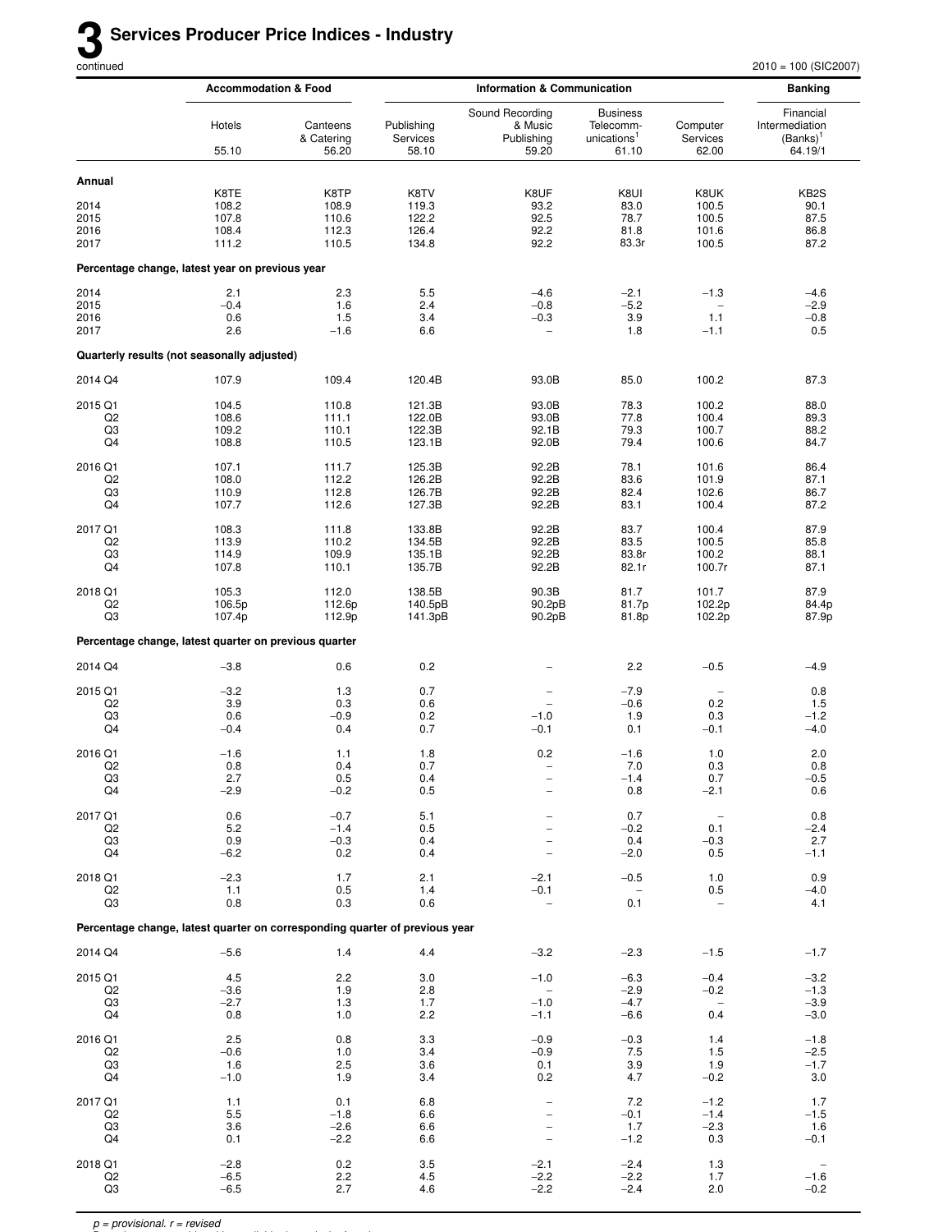# 3 Services Producer Price Indices - Industry

continued

2010 = 100 (SIC2007)

| | Accommodation & Food | | Information & Communication | | | | Banking |
|---|---|---|---|---|---|---|---|
| | Hotels | Canteens & Catering | Publishing Services | Sound Recording & Music Publishing | Business Telecommunications[1] | Computer Services | Financial Intermediation (Banks)[1] |
| | 55.10 | 56.20 | 58.10 | 59.20 | 61.10 | 62.00 | 64.19/1 |
| **Annual** | | | | | | | |
| | K8TE | K8TP | K8TV | K8UF | K8UI | K8UK | KB2S |
| 2014 | 108.2 | 108.9 | 119.3 | 93.2 | 83.0 | 100.5 | 90.1 |
| 2015 | 107.8 | 110.6 | 122.2 | 92.5 | 78.7 | 100.5 | 87.5 |
| 2016 | 108.4 | 112.3 | 126.4 | 92.2 | 81.8 | 101.6 | 86.8 |
| 2017 | 111.2 | 110.5 | 134.8 | 92.2 | 83.3r | 100.5 | 87.2 |
| **Percentage change, latest year on previous year** | | | | | | | |
| 2014 | 2.1 | 2.3 | 5.5 | −4.6 | −2.1 | −1.3 | −4.6 |
| 2015 | −0.4 | 1.6 | 2.4 | −0.8 | −5.2 | – | −2.9 |
| 2016 | 0.6 | 1.5 | 3.4 | −0.3 | 3.9 | 1.1 | −0.8 |
| 2017 | 2.6 | −1.6 | 6.6 | – | 1.8 | −1.1 | 0.5 |
| **Quarterly results (not seasonally adjusted)** | | | | | | | |
| 2014 Q4 | 107.9 | 109.4 | 120.4B | 93.0B | 85.0 | 100.2 | 87.3 |
| 2015 Q1 | 104.5 | 110.8 | 121.3B | 93.0B | 78.3 | 100.2 | 88.0 |
| Q2 | 108.6 | 111.1 | 122.0B | 93.0B | 77.8 | 100.4 | 89.3 |
| Q3 | 109.2 | 110.1 | 122.3B | 92.1B | 79.3 | 100.7 | 88.2 |
| Q4 | 108.8 | 110.5 | 123.1B | 92.0B | 79.4 | 100.6 | 84.7 |
| 2016 Q1 | 107.1 | 111.7 | 125.3B | 92.2B | 78.1 | 101.6 | 86.4 |
| Q2 | 108.0 | 112.2 | 126.2B | 92.2B | 83.6 | 101.9 | 87.1 |
| Q3 | 110.9 | 112.8 | 126.7B | 92.2B | 82.4 | 102.6 | 86.7 |
| Q4 | 107.7 | 112.6 | 127.3B | 92.2B | 83.1 | 100.4 | 87.2 |
| 2017 Q1 | 108.3 | 111.8 | 133.8B | 92.2B | 83.7 | 100.4 | 87.9 |
| Q2 | 113.9 | 110.2 | 134.5B | 92.2B | 83.5 | 100.5 | 85.8 |
| Q3 | 114.9 | 109.9 | 135.1B | 92.2B | 83.8r | 100.2 | 88.1 |
| Q4 | 107.8 | 110.1 | 135.7B | 92.2B | 82.1r | 100.7r | 87.1 |
| 2018 Q1 | 105.3 | 112.0 | 138.5B | 90.3B | 81.7 | 101.7 | 87.9 |
| Q2 | 106.5p | 112.6p | 140.5pB | 90.2pB | 81.7p | 102.2p | 84.4p |
| Q3 | 107.4p | 112.9p | 141.3pB | 90.2pB | 81.8p | 102.2p | 87.9p |
| **Percentage change, latest quarter on previous quarter** | | | | | | | |
| 2014 Q4 | −3.8 | 0.6 | 0.2 | – | 2.2 | −0.5 | −4.9 |
| 2015 Q1 | −3.2 | 1.3 | 0.7 | – | −7.9 | – | 0.8 |
| Q2 | 3.9 | 0.3 | 0.6 | – | −0.6 | 0.2 | 1.5 |
| Q3 | 0.6 | −0.9 | 0.2 | −1.0 | 1.9 | 0.3 | −1.2 |
| Q4 | −0.4 | 0.4 | 0.7 | −0.1 | 0.1 | −0.1 | −4.0 |
| 2016 Q1 | −1.6 | 1.1 | 1.8 | 0.2 | −1.6 | 1.0 | 2.0 |
| Q2 | 0.8 | 0.4 | 0.7 | – | 7.0 | 0.3 | 0.8 |
| Q3 | 2.7 | 0.5 | 0.4 | – | −1.4 | 0.7 | −0.5 |
| Q4 | −2.9 | −0.2 | 0.5 | – | 0.8 | −2.1 | 0.6 |
| 2017 Q1 | 0.6 | −0.7 | 5.1 | – | 0.7 | – | 0.8 |
| Q2 | 5.2 | −1.4 | 0.5 | – | −0.2 | 0.1 | −2.4 |
| Q3 | 0.9 | −0.3 | 0.4 | – | 0.4 | −0.3 | 2.7 |
| Q4 | −6.2 | 0.2 | 0.4 | – | −2.0 | 0.5 | −1.1 |
| 2018 Q1 | −2.3 | 1.7 | 2.1 | −2.1 | −0.5 | 1.0 | 0.9 |
| Q2 | 1.1 | 0.5 | 1.4 | −0.1 | – | 0.5 | −4.0 |
| Q3 | 0.8 | 0.3 | 0.6 | – | 0.1 | – | 4.1 |
| **Percentage change, latest quarter on corresponding quarter of previous year** | | | | | | | |
| 2014 Q4 | −5.6 | 1.4 | 4.4 | −3.2 | −2.3 | −1.5 | −1.7 |
| 2015 Q1 | 4.5 | 2.2 | 3.0 | −1.0 | −6.3 | −0.4 | −3.2 |
| Q2 | −3.6 | 1.9 | 2.8 | – | −2.9 | −0.2 | −1.3 |
| Q3 | −2.7 | 1.3 | 1.7 | −1.0 | −4.7 | – | −3.9 |
| Q4 | 0.8 | 1.0 | 2.2 | −1.1 | −6.6 | 0.4 | −3.0 |
| 2016 Q1 | 2.5 | 0.8 | 3.3 | −0.9 | −0.3 | 1.4 | −1.8 |
| Q2 | −0.6 | 1.0 | 3.4 | −0.9 | 7.5 | 1.5 | −2.5 |
| Q3 | 1.6 | 2.5 | 3.6 | 0.1 | 3.9 | 1.9 | −1.7 |
| Q4 | −1.0 | 1.9 | 3.4 | 0.2 | 4.7 | −0.2 | 3.0 |
| 2017 Q1 | 1.1 | 0.1 | 6.8 | – | 7.2 | −1.2 | 1.7 |
| Q2 | 5.5 | −1.8 | 6.6 | – | −0.1 | −1.4 | −1.5 |
| Q3 | 3.6 | −2.6 | 6.6 | – | 1.7 | −2.3 | 1.6 |
| Q4 | 0.1 | −2.2 | 6.6 | – | −1.2 | 0.3 | −0.1 |
| 2018 Q1 | −2.8 | 0.2 | 3.5 | −2.1 | −2.4 | 1.3 | – |
| Q2 | −6.5 | 2.2 | 4.5 | −2.2 | −2.2 | 1.7 | −1.6 |
| Q3 | −6.5 | 2.7 | 4.6 | −2.2 | −2.4 | 2.0 | −0.2 |

*p = provisional. r = revised*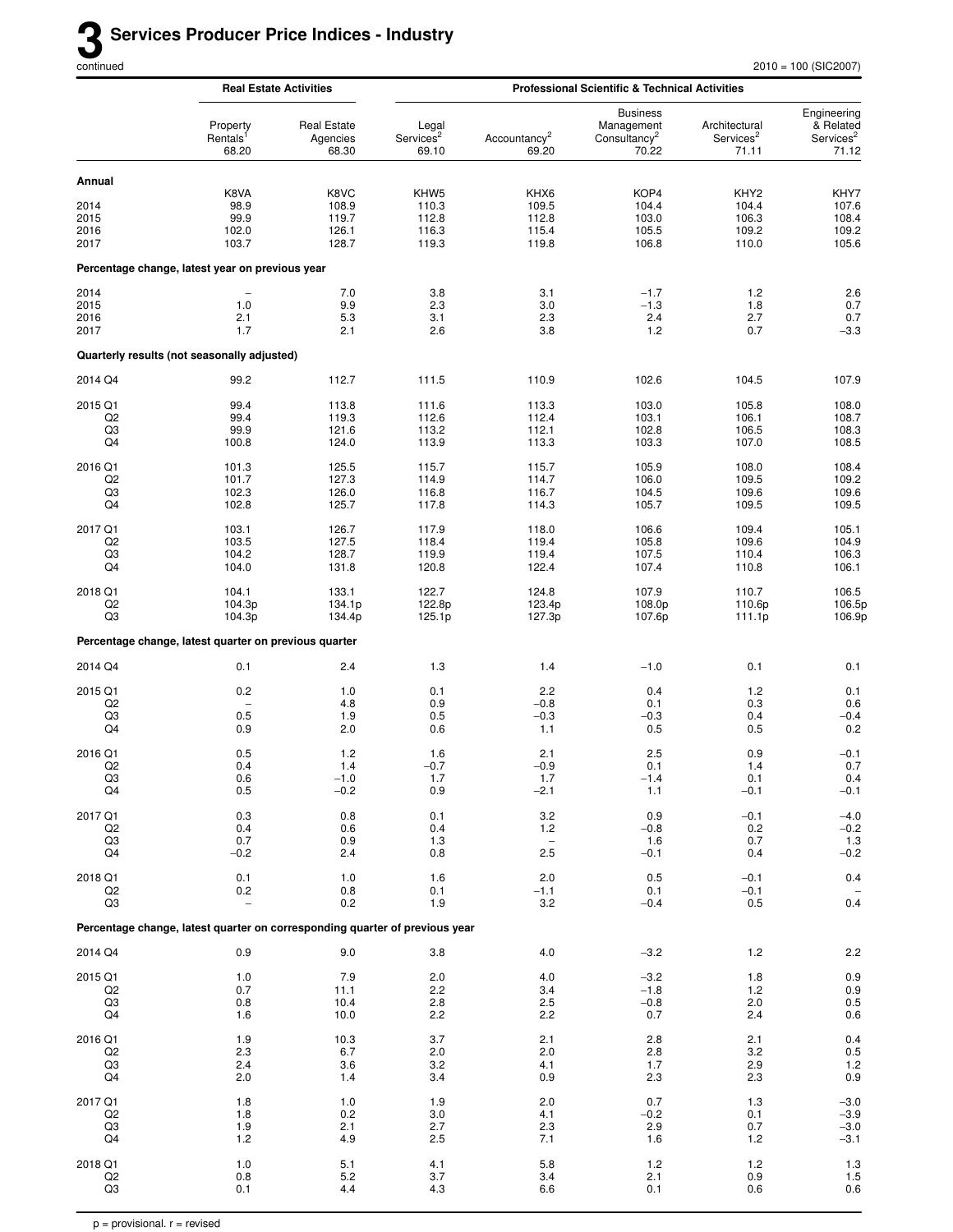# 3 Services Producer Price Indices - Industry

continued

2010 = 100 (SIC2007)

| | Real Estate Activities | | Professional Scientific & Technical Activities | | | | |
|---|---|---|---|---|---|---|---|
| | Property Rentals[1] 68.20 | Real Estate Agencies 68.30 | Legal Services[2] 69.10 | Accountancy[2] 69.20 | Business Management Consultancy[2] 70.22 | Architectural Services[2] 71.11 | Engineering & Related Services[2] 71.12 |
| **Annual** | | | | | | | |
| | K8VA | K8VC | KHW5 | KHX6 | KOP4 | KHY2 | KHY7 |
| 2014 | 98.9 | 108.9 | 110.3 | 109.5 | 104.4 | 104.4 | 107.6 |
| 2015 | 99.9 | 119.7 | 112.8 | 112.8 | 103.0 | 106.3 | 108.4 |
| 2016 | 102.0 | 126.1 | 116.3 | 115.4 | 105.5 | 109.2 | 109.2 |
| 2017 | 103.7 | 128.7 | 119.3 | 119.8 | 106.8 | 110.0 | 105.6 |
| **Percentage change, latest year on previous year** | | | | | | | |
| 2014 | – | 7.0 | 3.8 | 3.1 | −1.7 | 1.2 | 2.6 |
| 2015 | 1.0 | 9.9 | 2.3 | 3.0 | −1.3 | 1.8 | 0.7 |
| 2016 | 2.1 | 5.3 | 3.1 | 2.3 | 2.4 | 2.7 | 0.7 |
| 2017 | 1.7 | 2.1 | 2.6 | 3.8 | 1.2 | 0.7 | −3.3 |
| **Quarterly results (not seasonally adjusted)** | | | | | | | |
| 2014 Q4 | 99.2 | 112.7 | 111.5 | 110.9 | 102.6 | 104.5 | 107.9 |
| 2015 Q1 | 99.4 | 113.8 | 111.6 | 113.3 | 103.0 | 105.8 | 108.0 |
| Q2 | 99.4 | 119.3 | 112.6 | 112.4 | 103.1 | 106.1 | 108.7 |
| Q3 | 99.9 | 121.6 | 113.2 | 112.1 | 102.8 | 106.5 | 108.3 |
| Q4 | 100.8 | 124.0 | 113.9 | 113.3 | 103.3 | 107.0 | 108.5 |
| 2016 Q1 | 101.3 | 125.5 | 115.7 | 115.7 | 105.9 | 108.0 | 108.4 |
| Q2 | 101.7 | 127.3 | 114.9 | 114.7 | 106.0 | 109.5 | 109.2 |
| Q3 | 102.3 | 126.0 | 116.8 | 116.7 | 104.5 | 109.6 | 109.6 |
| Q4 | 102.8 | 125.7 | 117.8 | 114.3 | 105.7 | 109.5 | 109.5 |
| 2017 Q1 | 103.1 | 126.7 | 117.9 | 118.0 | 106.6 | 109.4 | 105.1 |
| Q2 | 103.5 | 127.5 | 118.4 | 119.4 | 105.8 | 109.6 | 104.9 |
| Q3 | 104.2 | 128.7 | 119.9 | 119.4 | 107.5 | 110.4 | 106.3 |
| Q4 | 104.0 | 131.8 | 120.8 | 122.4 | 107.4 | 110.8 | 106.1 |
| 2018 Q1 | 104.1 | 133.1 | 122.7 | 124.8 | 107.9 | 110.7 | 106.5 |
| Q2 | 104.3p | 134.1p | 122.8p | 123.4p | 108.0p | 110.6p | 106.5p |
| Q3 | 104.3p | 134.4p | 125.1p | 127.3p | 107.6p | 111.1p | 106.9p |
| **Percentage change, latest quarter on previous quarter** | | | | | | | |
| 2014 Q4 | 0.1 | 2.4 | 1.3 | 1.4 | −1.0 | 0.1 | 0.1 |
| 2015 Q1 | 0.2 | 1.0 | 0.1 | 2.2 | 0.4 | 1.2 | 0.1 |
| Q2 | – | 4.8 | 0.9 | −0.8 | 0.1 | 0.3 | 0.6 |
| Q3 | 0.5 | 1.9 | 0.5 | −0.3 | −0.3 | 0.4 | −0.4 |
| Q4 | 0.9 | 2.0 | 0.6 | 1.1 | 0.5 | 0.5 | 0.2 |
| 2016 Q1 | 0.5 | 1.2 | 1.6 | 2.1 | 2.5 | 0.9 | −0.1 |
| Q2 | 0.4 | 1.4 | −0.7 | −0.9 | 0.1 | 1.4 | 0.7 |
| Q3 | 0.6 | −1.0 | 1.7 | 1.7 | −1.4 | 0.1 | 0.4 |
| Q4 | 0.5 | −0.2 | 0.9 | −2.1 | 1.1 | −0.1 | −0.1 |
| 2017 Q1 | 0.3 | 0.8 | 0.1 | 3.2 | 0.9 | −0.1 | −4.0 |
| Q2 | 0.4 | 0.6 | 0.4 | 1.2 | −0.8 | 0.2 | −0.2 |
| Q3 | 0.7 | 0.9 | 1.3 | – | 1.6 | 0.7 | 1.3 |
| Q4 | −0.2 | 2.4 | 0.8 | 2.5 | −0.1 | 0.4 | −0.2 |
| 2018 Q1 | 0.1 | 1.0 | 1.6 | 2.0 | 0.5 | −0.1 | 0.4 |
| Q2 | 0.2 | 0.8 | 0.1 | −1.1 | 0.1 | −0.1 | – |
| Q3 | – | 0.2 | 1.9 | 3.2 | −0.4 | 0.5 | 0.4 |
| **Percentage change, latest quarter on corresponding quarter of previous year** | | | | | | | |
| 2014 Q4 | 0.9 | 9.0 | 3.8 | 4.0 | −3.2 | 1.2 | 2.2 |
| 2015 Q1 | 1.0 | 7.9 | 2.0 | 4.0 | −3.2 | 1.8 | 0.9 |
| Q2 | 0.7 | 11.1 | 2.2 | 3.4 | −1.8 | 1.2 | 0.9 |
| Q3 | 0.8 | 10.4 | 2.8 | 2.5 | −0.8 | 2.0 | 0.5 |
| Q4 | 1.6 | 10.0 | 2.2 | 2.2 | 0.7 | 2.4 | 0.6 |
| 2016 Q1 | 1.9 | 10.3 | 3.7 | 2.1 | 2.8 | 2.1 | 0.4 |
| Q2 | 2.3 | 6.7 | 2.0 | 2.0 | 2.8 | 3.2 | 0.5 |
| Q3 | 2.4 | 3.6 | 3.2 | 4.1 | 1.7 | 2.9 | 1.2 |
| Q4 | 2.0 | 1.4 | 3.4 | 0.9 | 2.3 | 2.3 | 0.9 |
| 2017 Q1 | 1.8 | 1.0 | 1.9 | 2.0 | 0.7 | 1.3 | −3.0 |
| Q2 | 1.8 | 0.2 | 3.0 | 4.1 | −0.2 | 0.1 | −3.9 |
| Q3 | 1.9 | 2.1 | 2.7 | 2.3 | 2.9 | 0.7 | −3.0 |
| Q4 | 1.2 | 4.9 | 2.5 | 7.1 | 1.6 | 1.2 | −3.1 |
| 2018 Q1 | 1.0 | 5.1 | 4.1 | 5.8 | 1.2 | 1.2 | 1.3 |
| Q2 | 0.8 | 5.2 | 3.7 | 3.4 | 2.1 | 0.9 | 1.5 |
| Q3 | 0.1 | 4.4 | 4.3 | 6.6 | 0.1 | 0.6 | 0.6 |

p = provisional. r = revised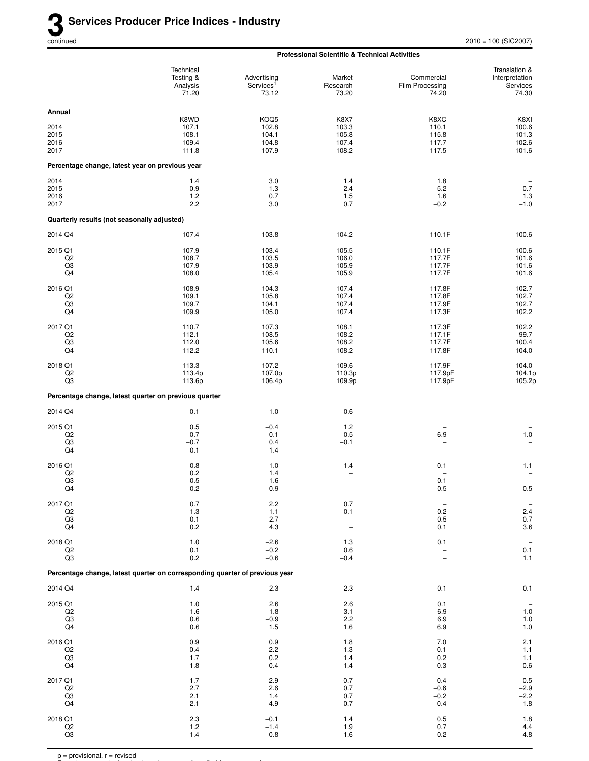# 3 Services Producer Price Indices - Industry

continued

2010 = 100 (SIC2007)

| | Professional Scientific & Technical Activities | | | | |
|---|---|---|---|---|---|
| | Technical Testing & Analysis 71.20 | Advertising Services[1] 73.12 | Market Research 73.20 | Commercial Film Processing 74.20 | Translation & Interpretation Services 74.30 |
| **Annual** | | | | | |
| | K8WD | KOQ5 | K8X7 | K8XC | K8XI |
| 2014 | 107.1 | 102.8 | 103.3 | 110.1 | 100.6 |
| 2015 | 108.1 | 104.1 | 105.8 | 115.8 | 101.3 |
| 2016 | 109.4 | 104.8 | 107.4 | 117.7 | 102.6 |
| 2017 | 111.8 | 107.9 | 108.2 | 117.5 | 101.6 |
| **Percentage change, latest year on previous year** | | | | | |
| 2014 | 1.4 | 3.0 | 1.4 | 1.8 | – |
| 2015 | 0.9 | 1.3 | 2.4 | 5.2 | 0.7 |
| 2016 | 1.2 | 0.7 | 1.5 | 1.6 | 1.3 |
| 2017 | 2.2 | 3.0 | 0.7 | −0.2 | −1.0 |
| **Quarterly results (not seasonally adjusted)** | | | | | |
| 2014 Q4 | 107.4 | 103.8 | 104.2 | 110.1F | 100.6 |
| 2015 Q1 | 107.9 | 103.4 | 105.5 | 110.1F | 100.6 |
| Q2 | 108.7 | 103.5 | 106.0 | 117.7F | 101.6 |
| Q3 | 107.9 | 103.9 | 105.9 | 117.7F | 101.6 |
| Q4 | 108.0 | 105.4 | 105.9 | 117.7F | 101.6 |
| 2016 Q1 | 108.9 | 104.3 | 107.4 | 117.8F | 102.7 |
| Q2 | 109.1 | 105.8 | 107.4 | 117.8F | 102.7 |
| Q3 | 109.7 | 104.1 | 107.4 | 117.9F | 102.7 |
| Q4 | 109.9 | 105.0 | 107.4 | 117.3F | 102.2 |
| 2017 Q1 | 110.7 | 107.3 | 108.1 | 117.3F | 102.2 |
| Q2 | 112.1 | 108.5 | 108.2 | 117.1F | 99.7 |
| Q3 | 112.0 | 105.6 | 108.2 | 117.7F | 100.4 |
| Q4 | 112.2 | 110.1 | 108.2 | 117.8F | 104.0 |
| 2018 Q1 | 113.3 | 107.2 | 109.6 | 117.9F | 104.0 |
| Q2 | 113.4p | 107.0p | 110.3p | 117.9pF | 104.1p |
| Q3 | 113.6p | 106.4p | 109.9p | 117.9pF | 105.2p |
| **Percentage change, latest quarter on previous quarter** | | | | | |
| 2014 Q4 | 0.1 | −1.0 | 0.6 | – | – |
| 2015 Q1 | 0.5 | −0.4 | 1.2 | – | – |
| Q2 | 0.7 | 0.1 | 0.5 | 6.9 | 1.0 |
| Q3 | −0.7 | 0.4 | −0.1 | – | – |
| Q4 | 0.1 | 1.4 | – | – | – |
| 2016 Q1 | 0.8 | −1.0 | 1.4 | 0.1 | 1.1 |
| Q2 | 0.2 | 1.4 | – | – | – |
| Q3 | 0.5 | −1.6 | – | 0.1 | – |
| Q4 | 0.2 | 0.9 | – | −0.5 | −0.5 |
| 2017 Q1 | 0.7 | 2.2 | 0.7 | – | – |
| Q2 | 1.3 | 1.1 | 0.1 | −0.2 | −2.4 |
| Q3 | −0.1 | −2.7 | – | 0.5 | 0.7 |
| Q4 | 0.2 | 4.3 | – | 0.1 | 3.6 |
| 2018 Q1 | 1.0 | −2.6 | 1.3 | 0.1 | – |
| Q2 | 0.1 | −0.2 | 0.6 | – | 0.1 |
| Q3 | 0.2 | −0.6 | −0.4 | – | 1.1 |
| **Percentage change, latest quarter on corresponding quarter of previous year** | | | | | |
| 2014 Q4 | 1.4 | 2.3 | 2.3 | 0.1 | −0.1 |
| 2015 Q1 | 1.0 | 2.6 | 2.6 | 0.1 | – |
| Q2 | 1.6 | 1.8 | 3.1 | 6.9 | 1.0 |
| Q3 | 0.6 | −0.9 | 2.2 | 6.9 | 1.0 |
| Q4 | 0.6 | 1.5 | 1.6 | 6.9 | 1.0 |
| 2016 Q1 | 0.9 | 0.9 | 1.8 | 7.0 | 2.1 |
| Q2 | 0.4 | 2.2 | 1.3 | 0.1 | 1.1 |
| Q3 | 1.7 | 0.2 | 1.4 | 0.2 | 1.1 |
| Q4 | 1.8 | −0.4 | 1.4 | −0.3 | 0.6 |
| 2017 Q1 | 1.7 | 2.9 | 0.7 | −0.4 | −0.5 |
| Q2 | 2.7 | 2.6 | 0.7 | −0.6 | −2.9 |
| Q3 | 2.1 | 1.4 | 0.7 | −0.2 | −2.2 |
| Q4 | 2.1 | 4.9 | 0.7 | 0.4 | 1.8 |
| 2018 Q1 | 2.3 | −0.1 | 1.4 | 0.5 | 1.8 |
| Q2 | 1.2 | −1.4 | 1.9 | 0.7 | 4.4 |
| Q3 | 1.4 | 0.8 | 1.6 | 0.2 | 4.8 |

p = provisional. r = revised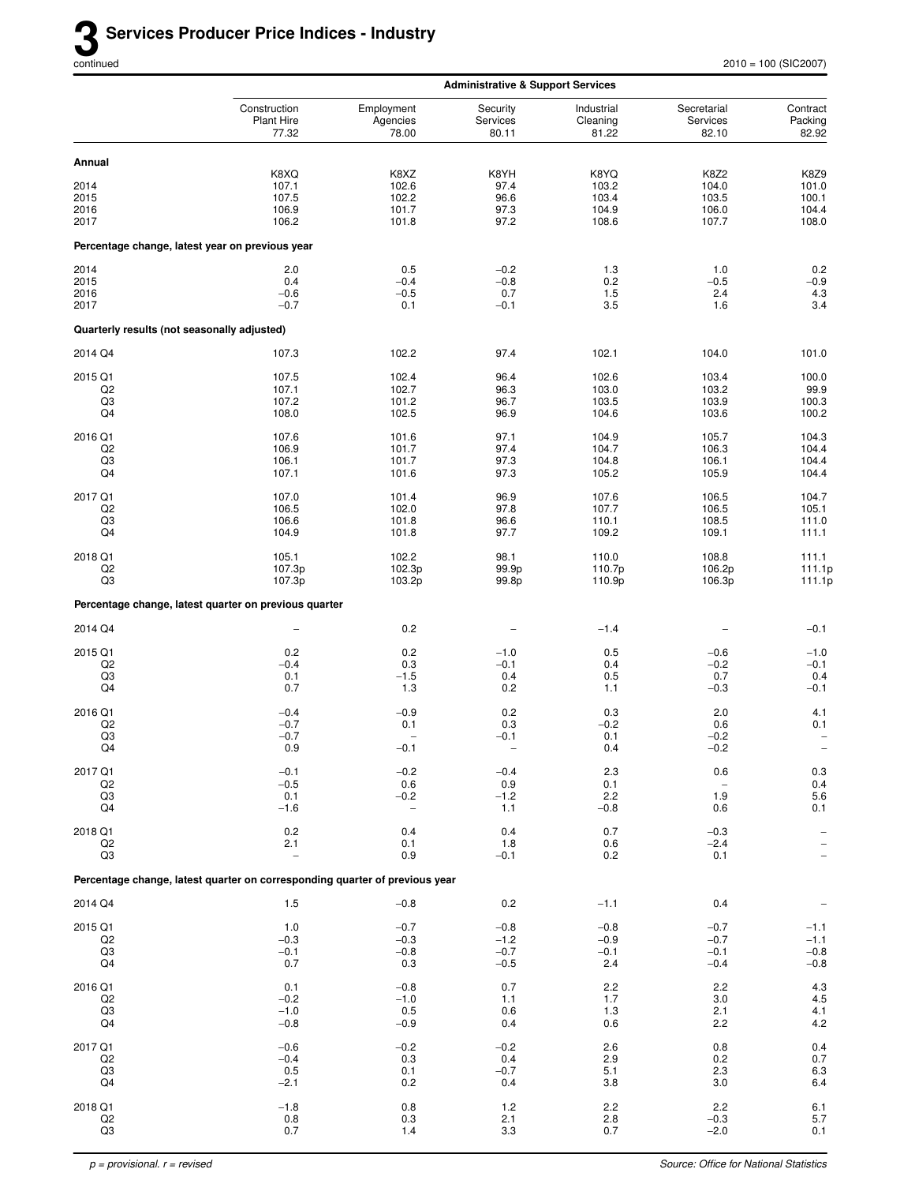# 3 Services Producer Price Indices - Industry

continued

2010 = 100 (SIC2007)

| | Administrative & Support Services | | | | | |
|---|---|---|---|---|---|---|
| | Construction Plant Hire 77.32 | Employment Agencies 78.00 | Security Services 80.11 | Industrial Cleaning 81.22 | Secretarial Services 82.10 | Contract Packing 82.92 |
| **Annual** | | | | | | |
| | K8XQ | K8XZ | K8YH | K8YQ | K8Z2 | K8Z9 |
| 2014 | 107.1 | 102.6 | 97.4 | 103.2 | 104.0 | 101.0 |
| 2015 | 107.5 | 102.2 | 96.6 | 103.4 | 103.5 | 100.1 |
| 2016 | 106.9 | 101.7 | 97.3 | 104.9 | 106.0 | 104.4 |
| 2017 | 106.2 | 101.8 | 97.2 | 108.6 | 107.7 | 108.0 |
| **Percentage change, latest year on previous year** | | | | | | |
| 2014 | 2.0 | 0.5 | −0.2 | 1.3 | 1.0 | 0.2 |
| 2015 | 0.4 | −0.4 | −0.8 | 0.2 | −0.5 | −0.9 |
| 2016 | −0.6 | −0.5 | 0.7 | 1.5 | 2.4 | 4.3 |
| 2017 | −0.7 | 0.1 | −0.1 | 3.5 | 1.6 | 3.4 |
| **Quarterly results (not seasonally adjusted)** | | | | | | |
| 2014 Q4 | 107.3 | 102.2 | 97.4 | 102.1 | 104.0 | 101.0 |
| 2015 Q1 | 107.5 | 102.4 | 96.4 | 102.6 | 103.4 | 100.0 |
| Q2 | 107.1 | 102.7 | 96.3 | 103.0 | 103.2 | 99.9 |
| Q3 | 107.2 | 101.2 | 96.7 | 103.5 | 103.9 | 100.3 |
| Q4 | 108.0 | 102.5 | 96.9 | 104.6 | 103.6 | 100.2 |
| 2016 Q1 | 107.6 | 101.6 | 97.1 | 104.9 | 105.7 | 104.3 |
| Q2 | 106.9 | 101.7 | 97.4 | 104.7 | 106.3 | 104.4 |
| Q3 | 106.1 | 101.7 | 97.3 | 104.8 | 106.1 | 104.4 |
| Q4 | 107.1 | 101.6 | 97.3 | 105.2 | 105.9 | 104.4 |
| 2017 Q1 | 107.0 | 101.4 | 96.9 | 107.6 | 106.5 | 104.7 |
| Q2 | 106.5 | 102.0 | 97.8 | 107.7 | 106.5 | 105.1 |
| Q3 | 106.6 | 101.8 | 96.6 | 110.1 | 108.5 | 111.0 |
| Q4 | 104.9 | 101.8 | 97.7 | 109.2 | 109.1 | 111.1 |
| 2018 Q1 | 105.1 | 102.2 | 98.1 | 110.0 | 108.8 | 111.1 |
| Q2 | 107.3p | 102.3p | 99.9p | 110.7p | 106.2p | 111.1p |
| Q3 | 107.3p | 103.2p | 99.8p | 110.9p | 106.3p | 111.1p |
| **Percentage change, latest quarter on previous quarter** | | | | | | |
| 2014 Q4 | – | 0.2 | – | −1.4 | – | −0.1 |
| 2015 Q1 | 0.2 | 0.2 | −1.0 | 0.5 | −0.6 | −1.0 |
| Q2 | −0.4 | 0.3 | −0.1 | 0.4 | −0.2 | −0.1 |
| Q3 | 0.1 | −1.5 | 0.4 | 0.5 | 0.7 | 0.4 |
| Q4 | 0.7 | 1.3 | 0.2 | 1.1 | −0.3 | −0.1 |
| 2016 Q1 | −0.4 | −0.9 | 0.2 | 0.3 | 2.0 | 4.1 |
| Q2 | −0.7 | 0.1 | 0.3 | −0.2 | 0.6 | 0.1 |
| Q3 | −0.7 | – | −0.1 | 0.1 | −0.2 | – |
| Q4 | 0.9 | −0.1 | – | 0.4 | −0.2 | – |
| 2017 Q1 | −0.1 | −0.2 | −0.4 | 2.3 | 0.6 | 0.3 |
| Q2 | −0.5 | 0.6 | 0.9 | 0.1 | – | 0.4 |
| Q3 | 0.1 | −0.2 | −1.2 | 2.2 | 1.9 | 5.6 |
| Q4 | −1.6 | – | 1.1 | −0.8 | 0.6 | 0.1 |
| 2018 Q1 | 0.2 | 0.4 | 0.4 | 0.7 | −0.3 | – |
| Q2 | 2.1 | 0.1 | 1.8 | 0.6 | −2.4 | – |
| Q3 | – | 0.9 | −0.1 | 0.2 | 0.1 | – |
| **Percentage change, latest quarter on corresponding quarter of previous year** | | | | | | |
| 2014 Q4 | 1.5 | −0.8 | 0.2 | −1.1 | 0.4 | – |
| 2015 Q1 | 1.0 | −0.7 | −0.8 | −0.8 | −0.7 | −1.1 |
| Q2 | −0.3 | −0.3 | −1.2 | −0.9 | −0.7 | −1.1 |
| Q3 | −0.1 | −0.8 | −0.7 | −0.1 | −0.1 | −0.8 |
| Q4 | 0.7 | 0.3 | −0.5 | 2.4 | −0.4 | −0.8 |
| 2016 Q1 | 0.1 | −0.8 | 0.7 | 2.2 | 2.2 | 4.3 |
| Q2 | −0.2 | −1.0 | 1.1 | 1.7 | 3.0 | 4.5 |
| Q3 | −1.0 | 0.5 | 0.6 | 1.3 | 2.1 | 4.1 |
| Q4 | −0.8 | −0.9 | 0.4 | 0.6 | 2.2 | 4.2 |
| 2017 Q1 | −0.6 | −0.2 | −0.2 | 2.6 | 0.8 | 0.4 |
| Q2 | −0.4 | 0.3 | 0.4 | 2.9 | 0.2 | 0.7 |
| Q3 | 0.5 | 0.1 | −0.7 | 5.1 | 2.3 | 6.3 |
| Q4 | −2.1 | 0.2 | 0.4 | 3.8 | 3.0 | 6.4 |
| 2018 Q1 | −1.8 | 0.8 | 1.2 | 2.2 | 2.2 | 6.1 |
| Q2 | 0.8 | 0.3 | 2.1 | 2.8 | −0.3 | 5.7 |
| Q3 | 0.7 | 1.4 | 3.3 | 0.7 | −2.0 | 0.1 |

*p = provisional. r = revised*

*Source: Office for National Statistics*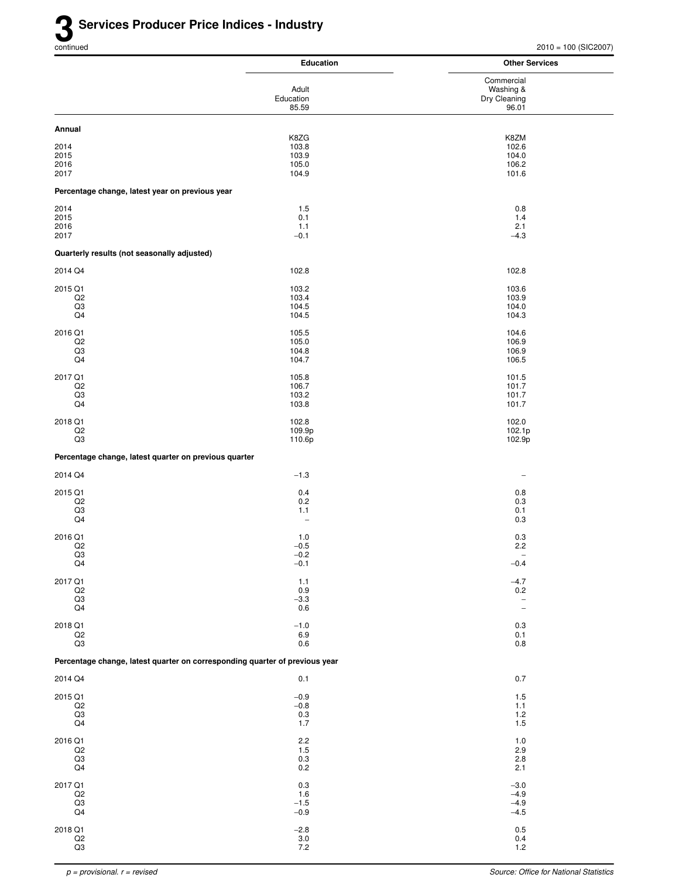# 3 Services Producer Price Indices - Industry

continued

2010 = 100 (SIC2007)

| | Education | Other Services |
|---|---|---|
| | Adult Education 85.59 | Commercial Washing & Dry Cleaning 96.01 |
| **Annual** | | |
| | K8ZG | K8ZM |
| 2014 | 103.8 | 102.6 |
| 2015 | 103.9 | 104.0 |
| 2016 | 105.0 | 106.2 |
| 2017 | 104.9 | 101.6 |
| **Percentage change, latest year on previous year** | | |
| 2014 | 1.5 | 0.8 |
| 2015 | 0.1 | 1.4 |
| 2016 | 1.1 | 2.1 |
| 2017 | –0.1 | –4.3 |
| **Quarterly results (not seasonally adjusted)** | | |
| 2014 Q4 | 102.8 | 102.8 |
| 2015 Q1 | 103.2 | 103.6 |
| Q2 | 103.4 | 103.9 |
| Q3 | 104.5 | 104.0 |
| Q4 | 104.5 | 104.3 |
| 2016 Q1 | 105.5 | 104.6 |
| Q2 | 105.0 | 106.9 |
| Q3 | 104.8 | 106.9 |
| Q4 | 104.7 | 106.5 |
| 2017 Q1 | 105.8 | 101.5 |
| Q2 | 106.7 | 101.7 |
| Q3 | 103.2 | 101.7 |
| Q4 | 103.8 | 101.7 |
| 2018 Q1 | 102.8 | 102.0 |
| Q2 | 109.9p | 102.1p |
| Q3 | 110.6p | 102.9p |
| **Percentage change, latest quarter on previous quarter** | | |
| 2014 Q4 | –1.3 | – |
| 2015 Q1 | 0.4 | 0.8 |
| Q2 | 0.2 | 0.3 |
| Q3 | 1.1 | 0.1 |
| Q4 | – | 0.3 |
| 2016 Q1 | 1.0 | 0.3 |
| Q2 | –0.5 | 2.2 |
| Q3 | –0.2 | – |
| Q4 | –0.1 | –0.4 |
| 2017 Q1 | 1.1 | –4.7 |
| Q2 | 0.9 | 0.2 |
| Q3 | –3.3 | – |
| Q4 | 0.6 | – |
| 2018 Q1 | –1.0 | 0.3 |
| Q2 | 6.9 | 0.1 |
| Q3 | 0.6 | 0.8 |
| **Percentage change, latest quarter on corresponding quarter of previous year** | | |
| 2014 Q4 | 0.1 | 0.7 |
| 2015 Q1 | –0.9 | 1.5 |
| Q2 | –0.8 | 1.1 |
| Q3 | 0.3 | 1.2 |
| Q4 | 1.7 | 1.5 |
| 2016 Q1 | 2.2 | 1.0 |
| Q2 | 1.5 | 2.9 |
| Q3 | 0.3 | 2.8 |
| Q4 | 0.2 | 2.1 |
| 2017 Q1 | 0.3 | –3.0 |
| Q2 | 1.6 | –4.9 |
| Q3 | –1.5 | –4.9 |
| Q4 | –0.9 | –4.5 |
| 2018 Q1 | –2.8 | 0.5 |
| Q2 | 3.0 | 0.4 |
| Q3 | 7.2 | 1.2 |

*p = provisional. r = revised*

*Source: Office for National Statistics*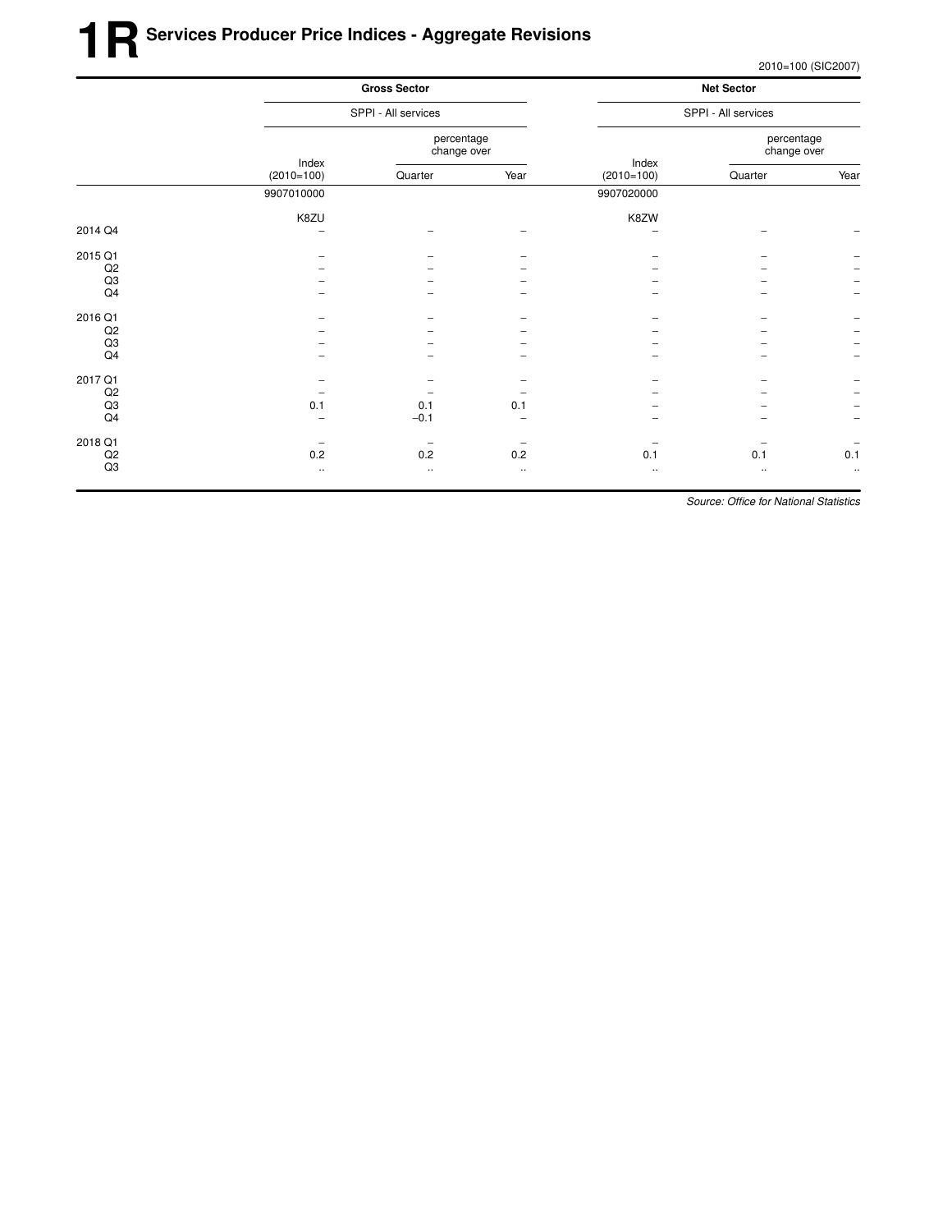# 1R Services Producer Price Indices - Aggregate Revisions

2010=100 (SIC2007)

| | Gross Sector | | | Net Sector | | |
|---|---|---|---|---|---|---|
| | SPPI - All services | | | SPPI - All services | | |
| | Index (2010=100) | percentage change over | | Index (2010=100) | percentage change over | |
| | | Quarter | Year | | Quarter | Year |
| | 9907010000 | | | 9907020000 | | |
| | K8ZU | | | K8ZW | | |
| 2014 Q4 | – | – | – | – | – | – |
| 2015 Q1 | – | – | – | – | – | – |
| Q2 | – | – | – | – | – | – |
| Q3 | – | – | – | – | – | – |
| Q4 | – | – | – | – | – | – |
| 2016 Q1 | – | – | – | – | – | – |
| Q2 | – | – | – | – | – | – |
| Q3 | – | – | – | – | – | – |
| Q4 | – | – | – | – | – | – |
| 2017 Q1 | – | – | – | – | – | – |
| Q2 | – | – | – | – | – | – |
| Q3 | 0.1 | 0.1 | 0.1 | – | – | – |
| Q4 | – | −0.1 | – | – | – | – |
| 2018 Q1 | – | – | – | – | – | – |
| Q2 | 0.2 | 0.2 | 0.2 | 0.1 | 0.1 | 0.1 |
| Q3 | .. | .. | .. | .. | .. | .. |

*Source: Office for National Statistics*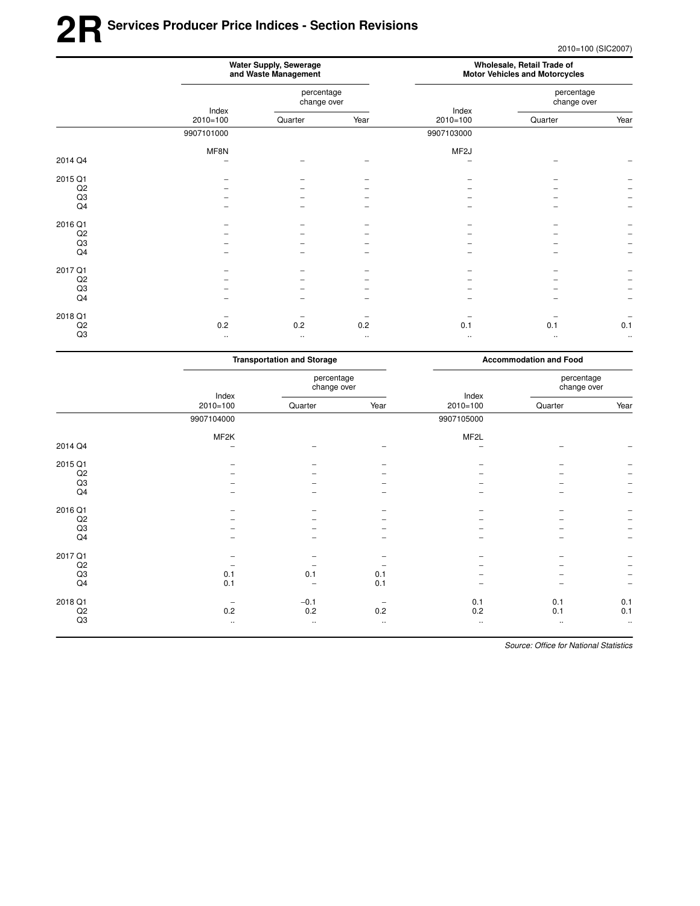# 2R Services Producer Price Indices - Section Revisions

2010=100 (SIC2007)

| | Water Supply, Sewerage and Waste Management | | | Wholesale, Retail Trade of Motor Vehicles and Motorcycles | | |
|---|---|---|---|---|---|---|
| | Index 2010=100 | percentage change over Quarter | percentage change over Year | Index 2010=100 | percentage change over Quarter | percentage change over Year |
| | 9907101000 | | | 9907103000 | | |
| | MF8N | | | MF2J | | |
| 2014 Q4 | – | – | – | – | – | – |
| 2015 Q1 | – | – | – | – | – | – |
| Q2 | – | – | – | – | – | – |
| Q3 | – | – | – | – | – | – |
| Q4 | – | – | – | – | – | – |
| 2016 Q1 | – | – | – | – | – | – |
| Q2 | – | – | – | – | – | – |
| Q3 | – | – | – | – | – | – |
| Q4 | – | – | – | – | – | – |
| 2017 Q1 | – | – | – | – | – | – |
| Q2 | – | – | – | – | – | – |
| Q3 | – | – | – | – | – | – |
| Q4 | – | – | – | – | – | – |
| 2018 Q1 | – | – | – | – | – | – |
| Q2 | 0.2 | 0.2 | 0.2 | 0.1 | 0.1 | 0.1 |
| Q3 | .. | .. | .. | .. | .. | .. |

| | Transportation and Storage | | | Accommodation and Food | | |
|---|---|---|---|---|---|---|
| | Index 2010=100 | percentage change over Quarter | percentage change over Year | Index 2010=100 | percentage change over Quarter | percentage change over Year |
| | 9907104000 | | | 9907105000 | | |
| | MF2K | | | MF2L | | |
| 2014 Q4 | – | – | – | – | – | – |
| 2015 Q1 | – | – | – | – | – | – |
| Q2 | – | – | – | – | – | – |
| Q3 | – | – | – | – | – | – |
| Q4 | – | – | – | – | – | – |
| 2016 Q1 | – | – | – | – | – | – |
| Q2 | – | – | – | – | – | – |
| Q3 | – | – | – | – | – | – |
| Q4 | – | – | – | – | – | – |
| 2017 Q1 | – | – | – | – | – | – |
| Q2 | – | – | – | – | – | – |
| Q3 | 0.1 | 0.1 | 0.1 | – | – | – |
| Q4 | 0.1 | – | 0.1 | – | – | – |
| 2018 Q1 | – | –0.1 | – | 0.1 | 0.1 | 0.1 |
| Q2 | 0.2 | 0.2 | 0.2 | 0.2 | 0.1 | 0.1 |
| Q3 | .. | .. | .. | .. | .. | .. |

*Source: Office for National Statistics*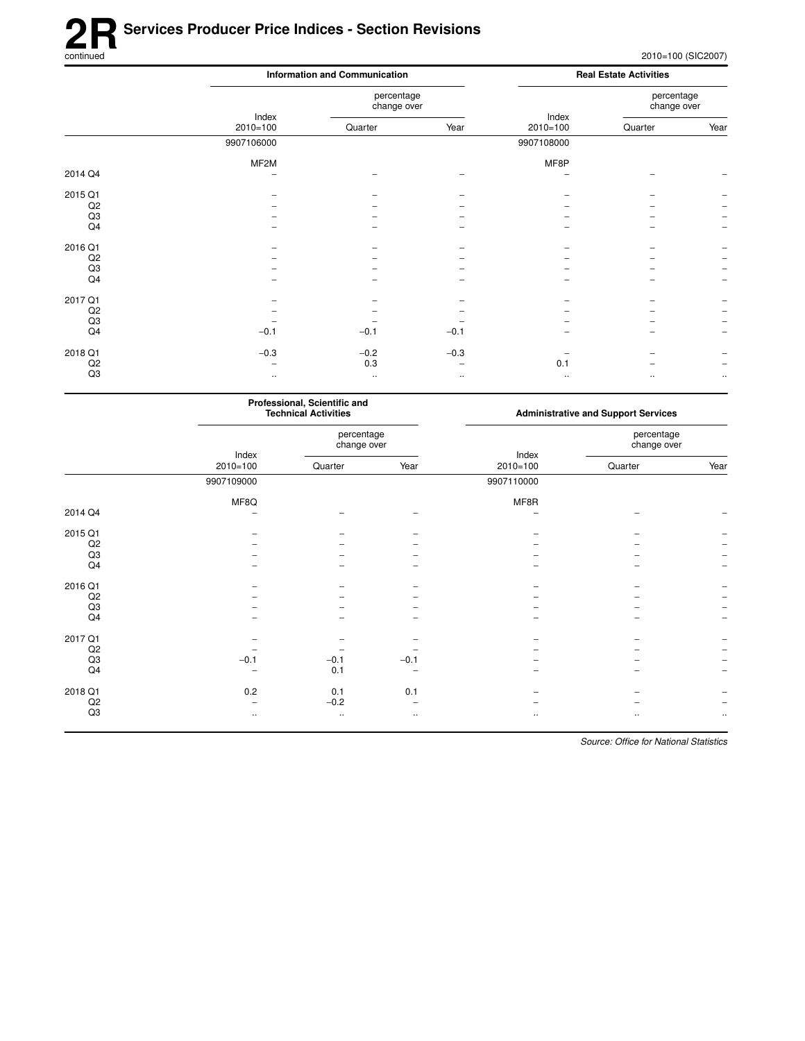# 2R Services Producer Price Indices - Section Revisions

continued

2010=100 (SIC2007)

| | Information and Communication | | | Real Estate Activities | | |
|---|---|---|---|---|---|---|
| | Index 2010=100 | percentage change over Quarter | Year | Index 2010=100 | percentage change over Quarter | Year |
| | 9907106000 | | | 9907108000 | | |
| | MF2M | | | MF8P | | |
| 2014 Q4 | – | – | – | – | – | – |
| 2015 Q1 | – | – | – | – | – | – |
| Q2 | – | – | – | – | – | – |
| Q3 | – | – | – | – | – | – |
| Q4 | – | – | – | – | – | – |
| 2016 Q1 | – | – | – | – | – | – |
| Q2 | – | – | – | – | – | – |
| Q3 | – | – | – | – | – | – |
| Q4 | – | – | – | – | – | – |
| 2017 Q1 | – | – | – | – | – | – |
| Q2 | – | – | – | – | – | – |
| Q3 | – | – | – | – | – | – |
| Q4 | –0.1 | –0.1 | –0.1 | – | – | – |
| 2018 Q1 | –0.3 | –0.2 | –0.3 | – | – | – |
| Q2 | – | 0.3 | – | 0.1 | – | – |
| Q3 | .. | .. | .. | .. | .. | .. |

| | Professional, Scientific and Technical Activities | | | Administrative and Support Services | | |
|---|---|---|---|---|---|---|
| | Index 2010=100 | percentage change over Quarter | Year | Index 2010=100 | percentage change over Quarter | Year |
| | 9907109000 | | | 9907110000 | | |
| | MF8Q | | | MF8R | | |
| 2014 Q4 | – | – | – | – | – | – |
| 2015 Q1 | – | – | – | – | – | – |
| Q2 | – | – | – | – | – | – |
| Q3 | – | – | – | – | – | – |
| Q4 | – | – | – | – | – | – |
| 2016 Q1 | – | – | – | – | – | – |
| Q2 | – | – | – | – | – | – |
| Q3 | – | – | – | – | – | – |
| Q4 | – | – | – | – | – | – |
| 2017 Q1 | – | – | – | – | – | – |
| Q2 | – | – | – | – | – | – |
| Q3 | –0.1 | –0.1 | –0.1 | – | – | – |
| Q4 | – | 0.1 | – | – | – | – |
| 2018 Q1 | 0.2 | 0.1 | 0.1 | – | – | – |
| Q2 | – | –0.2 | – | – | – | – |
| Q3 | .. | .. | .. | .. | .. | .. |

*Source: Office for National Statistics*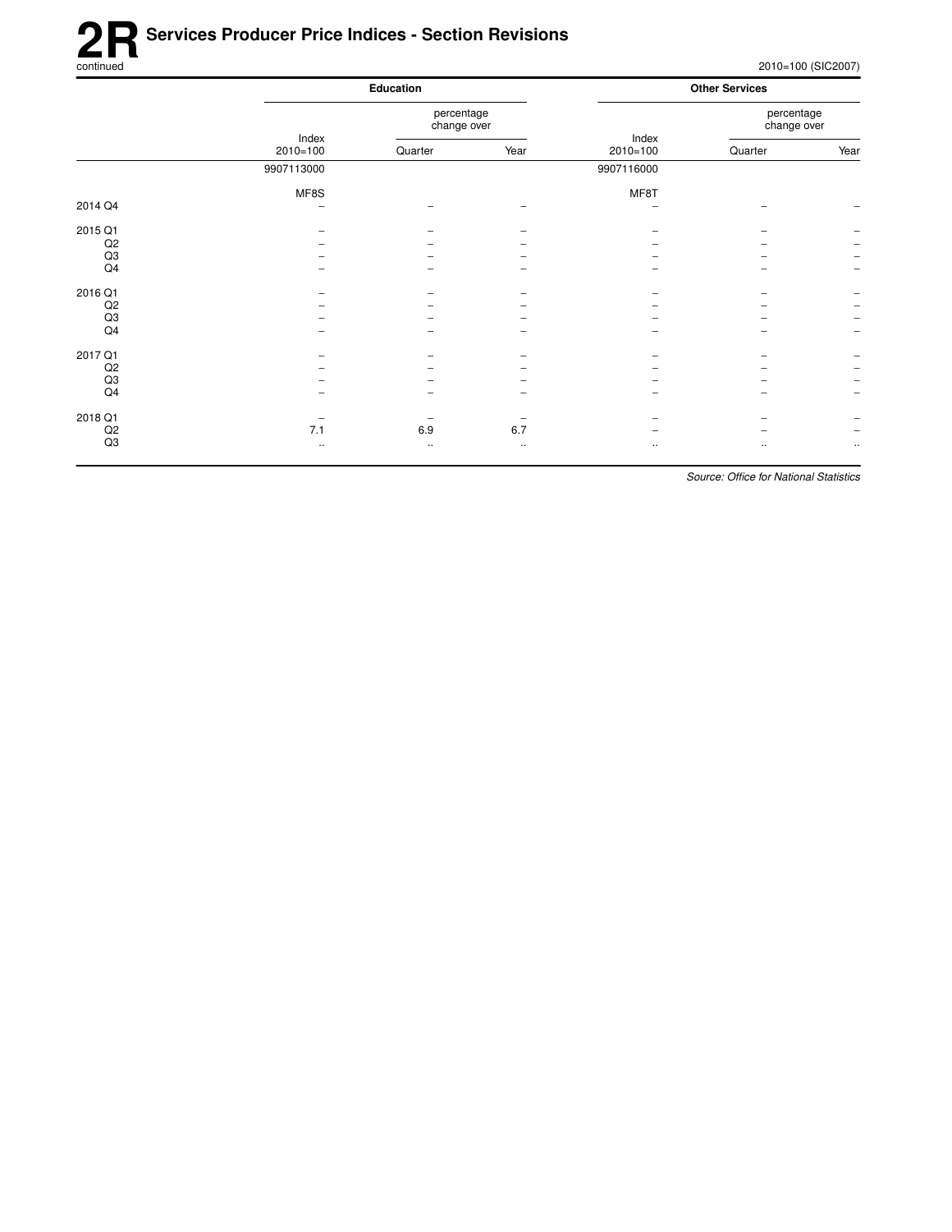# 2R Services Producer Price Indices - Section Revisions

continued

2010=100 (SIC2007)

| | Education | | | Other Services | | |
|---|---|---|---|---|---|---|
| | Index 2010=100 | percentage change over | | Index 2010=100 | percentage change over | |
| | | Quarter | Year | | Quarter | Year |
| | 9907113000 | | | 9907116000 | | |
| | MF8S | | | MF8T | | |
| 2014 Q4 | – | – | – | – | – | – |
| 2015 Q1 | – | – | – | – | – | – |
| Q2 | – | – | – | – | – | – |
| Q3 | – | – | – | – | – | – |
| Q4 | – | – | – | – | – | – |
| 2016 Q1 | – | – | – | – | – | – |
| Q2 | – | – | – | – | – | – |
| Q3 | – | – | – | – | – | – |
| Q4 | – | – | – | – | – | – |
| 2017 Q1 | – | – | – | – | – | – |
| Q2 | – | – | – | – | – | – |
| Q3 | – | – | – | – | – | – |
| Q4 | – | – | – | – | – | – |
| 2018 Q1 | – | – | – | – | – | – |
| Q2 | 7.1 | 6.9 | 6.7 | – | – | – |
| Q3 | .. | .. | .. | .. | .. | .. |

*Source: Office for National Statistics*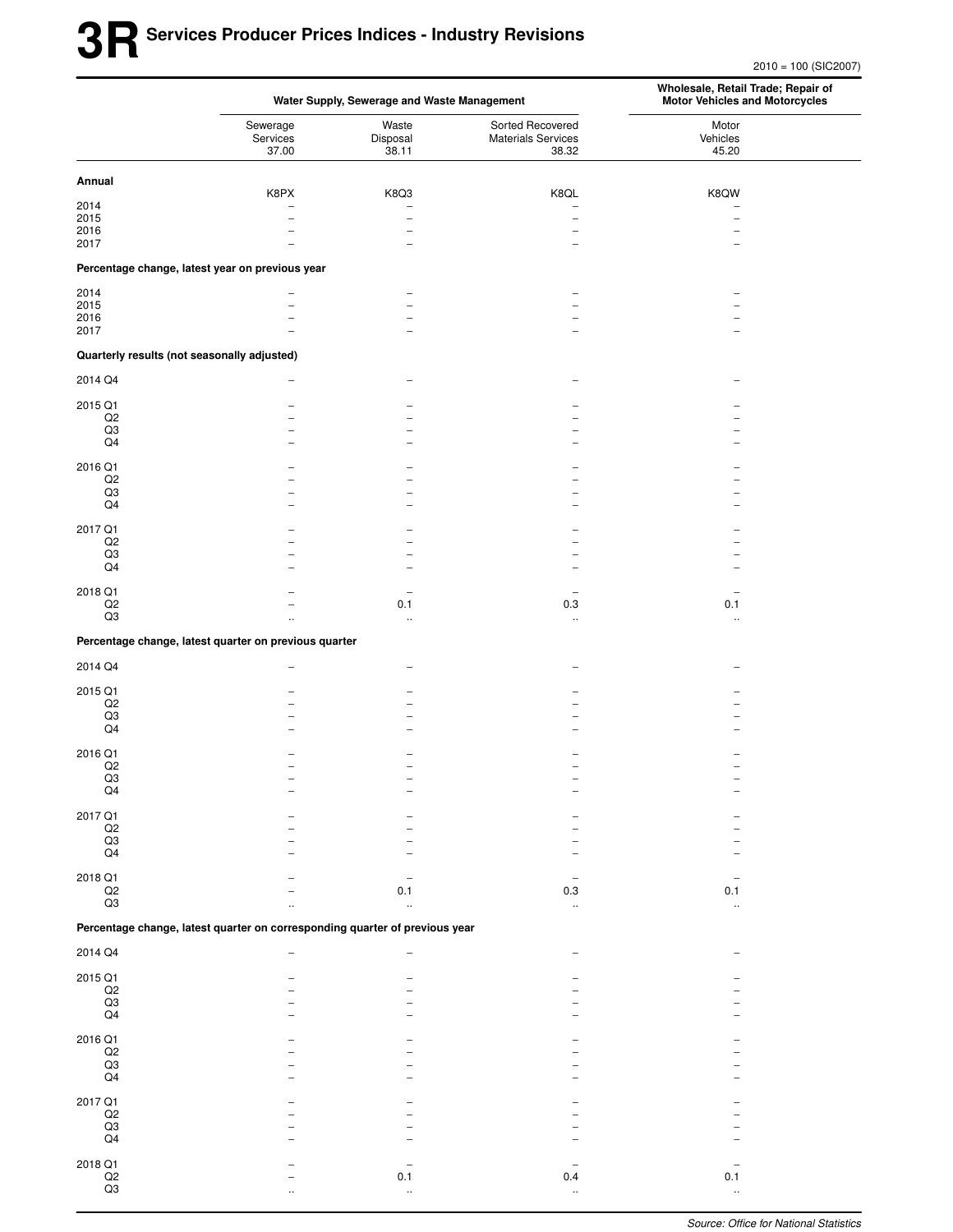# 3R Services Producer Prices Indices - Industry Revisions

2010 = 100 (SIC2007)

| | Water Supply, Sewerage and Waste Management | | | Wholesale, Retail Trade; Repair of Motor Vehicles and Motorcycles |
|---|---|---|---|---|
| | Sewerage Services 37.00 | Waste Disposal 38.11 | Sorted Recovered Materials Services 38.32 | Motor Vehicles 45.20 |
| **Annual** | K8PX | K8Q3 | K8QL | K8QW |
| 2014 | – | – | – | – |
| 2015 | – | – | – | – |
| 2016 | – | – | – | – |
| 2017 | – | – | – | – |
| **Percentage change, latest year on previous year** | | | | |
| 2014 | – | – | – | – |
| 2015 | – | – | – | – |
| 2016 | – | – | – | – |
| 2017 | – | – | – | – |
| **Quarterly results (not seasonally adjusted)** | | | | |
| 2014 Q4 | – | – | – | – |
| 2015 Q1 | – | – | – | – |
| Q2 | – | – | – | – |
| Q3 | – | – | – | – |
| Q4 | – | – | – | – |
| 2016 Q1 | – | – | – | – |
| Q2 | – | – | – | – |
| Q3 | – | – | – | – |
| Q4 | – | – | – | – |
| 2017 Q1 | – | – | – | – |
| Q2 | – | – | – | – |
| Q3 | – | – | – | – |
| Q4 | – | – | – | – |
| 2018 Q1 | – | – | – | – |
| Q2 | – | 0.1 | 0.3 | 0.1 |
| Q3 | .. | .. | .. | .. |
| **Percentage change, latest quarter on previous quarter** | | | | |
| 2014 Q4 | – | – | – | – |
| 2015 Q1 | – | – | – | – |
| Q2 | – | – | – | – |
| Q3 | – | – | – | – |
| Q4 | – | – | – | – |
| 2016 Q1 | – | – | – | – |
| Q2 | – | – | – | – |
| Q3 | – | – | – | – |
| Q4 | – | – | – | – |
| 2017 Q1 | – | – | – | – |
| Q2 | – | – | – | – |
| Q3 | – | – | – | – |
| Q4 | – | – | – | – |
| 2018 Q1 | – | – | – | – |
| Q2 | – | 0.1 | 0.3 | 0.1 |
| Q3 | .. | .. | .. | .. |
| **Percentage change, latest quarter on corresponding quarter of previous year** | | | | |
| 2014 Q4 | – | – | – | – |
| 2015 Q1 | – | – | – | – |
| Q2 | – | – | – | – |
| Q3 | – | – | – | – |
| Q4 | – | – | – | – |
| 2016 Q1 | – | – | – | – |
| Q2 | – | – | – | – |
| Q3 | – | – | – | – |
| Q4 | – | – | – | – |
| 2017 Q1 | – | – | – | – |
| Q2 | – | – | – | – |
| Q3 | – | – | – | – |
| Q4 | – | – | – | – |
| 2018 Q1 | – | – | – | – |
| Q2 | – | 0.1 | 0.4 | 0.1 |
| Q3 | .. | .. | .. | .. |

*Source: Office for National Statistics*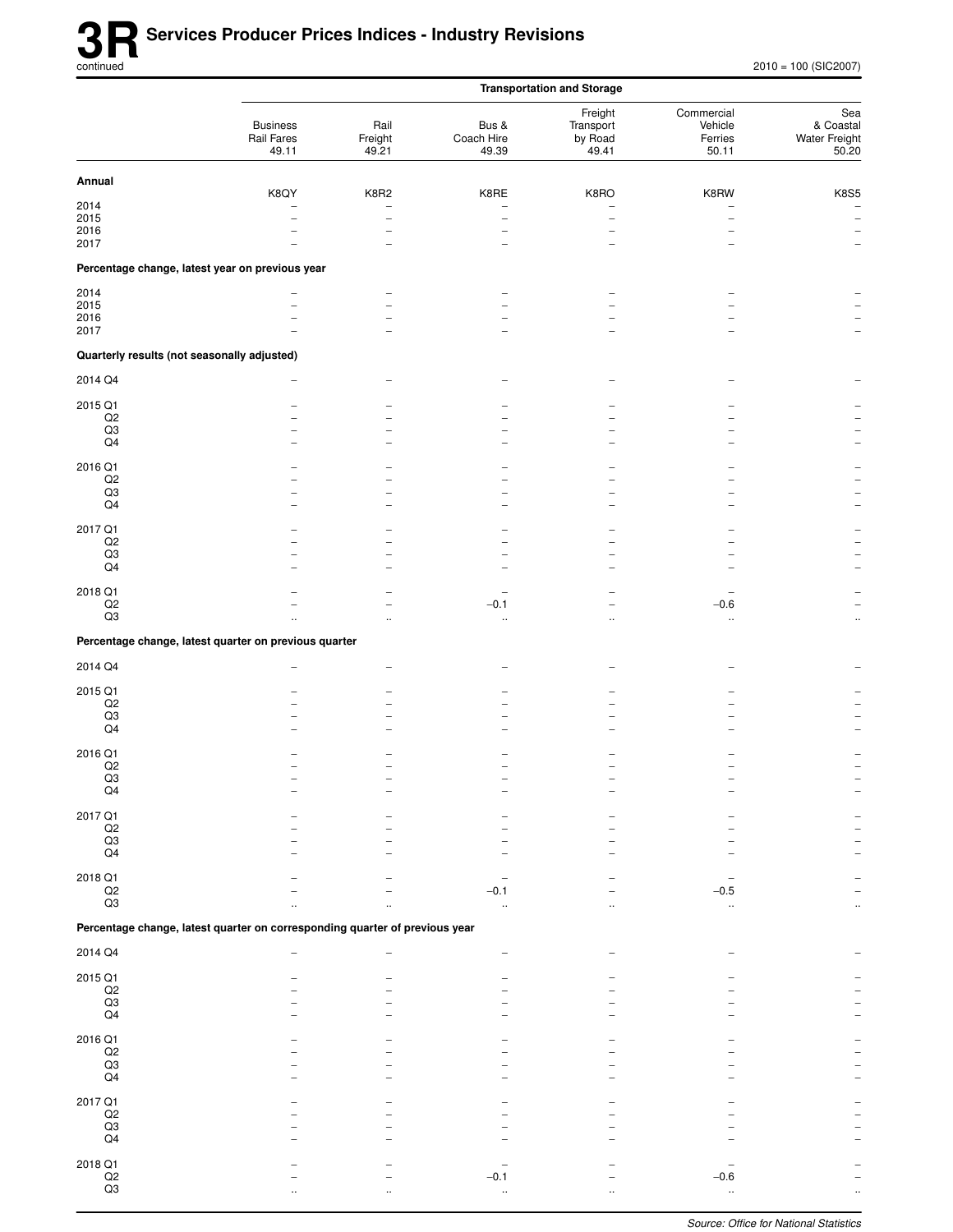# 3R Services Producer Prices Indices - Industry Revisions

continued

2010 = 100 (SIC2007)

| | Transportation and Storage | | | | | |
|---|---|---|---|---|---|---|
| | Business Rail Fares 49.11 | Rail Freight 49.21 | Bus & Coach Hire 49.39 | Freight Transport by Road 49.41 | Commercial Vehicle Ferries 50.11 | Sea & Coastal Water Freight 50.20 |
| **Annual** | K8QY | K8R2 | K8RE | K8RO | K8RW | K8S5 |
| 2014 | – | – | – | – | – | – |
| 2015 | – | – | – | – | – | – |
| 2016 | – | – | – | – | – | – |
| 2017 | – | – | – | – | – | – |
| **Percentage change, latest year on previous year** | | | | | | |
| 2014 | – | – | – | – | – | – |
| 2015 | – | – | – | – | – | – |
| 2016 | – | – | – | – | – | – |
| 2017 | – | – | – | – | – | – |
| **Quarterly results (not seasonally adjusted)** | | | | | | |
| 2014 Q4 | – | – | – | – | – | – |
| 2015 Q1 | – | – | – | – | – | – |
| Q2 | – | – | – | – | – | – |
| Q3 | – | – | – | – | – | – |
| Q4 | – | – | – | – | – | – |
| 2016 Q1 | – | – | – | – | – | – |
| Q2 | – | – | – | – | – | – |
| Q3 | – | – | – | – | – | – |
| Q4 | – | – | – | – | – | – |
| 2017 Q1 | – | – | – | – | – | – |
| Q2 | – | – | – | – | – | – |
| Q3 | – | – | – | – | – | – |
| Q4 | – | – | – | – | – | – |
| 2018 Q1 | – | – | – | – | – | – |
| Q2 | – | – | −0.1 | – | −0.6 | – |
| Q3 | .. | .. | .. | .. | .. | .. |
| **Percentage change, latest quarter on previous quarter** | | | | | | |
| 2014 Q4 | – | – | – | – | – | – |
| 2015 Q1 | – | – | – | – | – | – |
| Q2 | – | – | – | – | – | – |
| Q3 | – | – | – | – | – | – |
| Q4 | – | – | – | – | – | – |
| 2016 Q1 | – | – | – | – | – | – |
| Q2 | – | – | – | – | – | – |
| Q3 | – | – | – | – | – | – |
| Q4 | – | – | – | – | – | – |
| 2017 Q1 | – | – | – | – | – | – |
| Q2 | – | – | – | – | – | – |
| Q3 | – | – | – | – | – | – |
| Q4 | – | – | – | – | – | – |
| 2018 Q1 | – | – | – | – | – | – |
| Q2 | – | – | −0.1 | – | −0.5 | – |
| Q3 | .. | .. | .. | .. | .. | .. |
| **Percentage change, latest quarter on corresponding quarter of previous year** | | | | | | |
| 2014 Q4 | – | – | – | – | – | – |
| 2015 Q1 | – | – | – | – | – | – |
| Q2 | – | – | – | – | – | – |
| Q3 | – | – | – | – | – | – |
| Q4 | – | – | – | – | – | – |
| 2016 Q1 | – | – | – | – | – | – |
| Q2 | – | – | – | – | – | – |
| Q3 | – | – | – | – | – | – |
| Q4 | – | – | – | – | – | – |
| 2017 Q1 | – | – | – | – | – | – |
| Q2 | – | – | – | – | – | – |
| Q3 | – | – | – | – | – | – |
| Q4 | – | – | – | – | – | – |
| 2018 Q1 | – | – | – | – | – | – |
| Q2 | – | – | −0.1 | – | −0.6 | – |
| Q3 | .. | .. | .. | .. | .. | .. |

*Source: Office for National Statistics*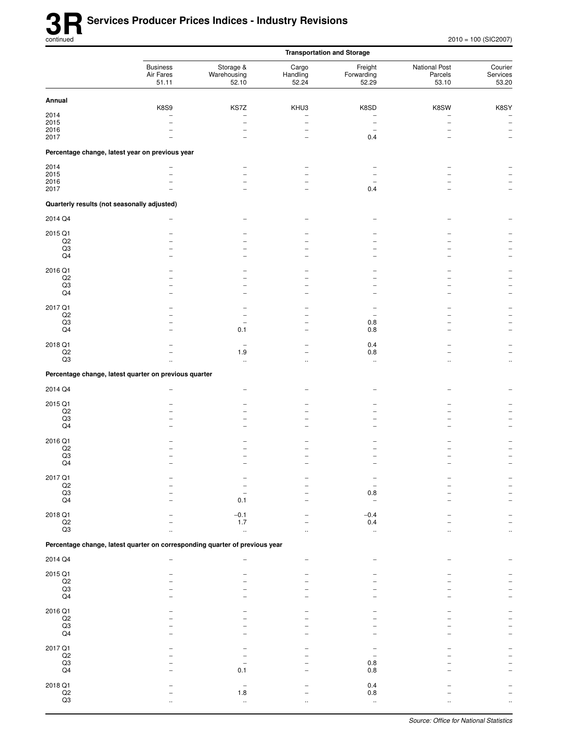# 3R Services Producer Prices Indices - Industry Revisions

continued

2010 = 100 (SIC2007)

| | Transportation and Storage | | | | | |
|---|---|---|---|---|---|---|
| | Business Air Fares 51.11 | Storage & Warehousing 52.10 | Cargo Handling 52.24 | Freight Forwarding 52.29 | National Post Parcels 53.10 | Courier Services 53.20 |
| **Annual** | K8S9 | KS7Z | KHU3 | K8SD | K8SW | K8SY |
| 2014 | – | – | – | – | – | – |
| 2015 | – | – | – | – | – | – |
| 2016 | – | – | – | – | – | – |
| 2017 | – | – | – | 0.4 | – | – |
| **Percentage change, latest year on previous year** | | | | | | |
| 2014 | – | – | – | – | – | – |
| 2015 | – | – | – | – | – | – |
| 2016 | – | – | – | – | – | – |
| 2017 | – | – | – | 0.4 | – | – |
| **Quarterly results (not seasonally adjusted)** | | | | | | |
| 2014 Q4 | – | – | – | – | – | – |
| 2015 Q1 | – | – | – | – | – | – |
| Q2 | – | – | – | – | – | – |
| Q3 | – | – | – | – | – | – |
| Q4 | – | – | – | – | – | – |
| 2016 Q1 | – | – | – | – | – | – |
| Q2 | – | – | – | – | – | – |
| Q3 | – | – | – | – | – | – |
| Q4 | – | – | – | – | – | – |
| 2017 Q1 | – | – | – | – | – | – |
| Q2 | – | – | – | – | – | – |
| Q3 | – | – | – | 0.8 | – | – |
| Q4 | – | 0.1 | – | 0.8 | – | – |
| 2018 Q1 | – | – | – | 0.4 | – | – |
| Q2 | – | 1.9 | – | 0.8 | – | – |
| Q3 | .. | .. | .. | .. | .. | .. |
| **Percentage change, latest quarter on previous quarter** | | | | | | |
| 2014 Q4 | – | – | – | – | – | – |
| 2015 Q1 | – | – | – | – | – | – |
| Q2 | – | – | – | – | – | – |
| Q3 | – | – | – | – | – | – |
| Q4 | – | – | – | – | – | – |
| 2016 Q1 | – | – | – | – | – | – |
| Q2 | – | – | – | – | – | – |
| Q3 | – | – | – | – | – | – |
| Q4 | – | – | – | – | – | – |
| 2017 Q1 | – | – | – | – | – | – |
| Q2 | – | – | – | – | – | – |
| Q3 | – | – | – | 0.8 | – | – |
| Q4 | – | 0.1 | – | – | – | – |
| 2018 Q1 | – | –0.1 | – | –0.4 | – | – |
| Q2 | – | 1.7 | – | 0.4 | – | – |
| Q3 | .. | .. | .. | .. | .. | .. |
| **Percentage change, latest quarter on corresponding quarter of previous year** | | | | | | |
| 2014 Q4 | – | – | – | – | – | – |
| 2015 Q1 | – | – | – | – | – | – |
| Q2 | – | – | – | – | – | – |
| Q3 | – | – | – | – | – | – |
| Q4 | – | – | – | – | – | – |
| 2016 Q1 | – | – | – | – | – | – |
| Q2 | – | – | – | – | – | – |
| Q3 | – | – | – | – | – | – |
| Q4 | – | – | – | – | – | – |
| 2017 Q1 | – | – | – | – | – | – |
| Q2 | – | – | – | – | – | – |
| Q3 | – | – | – | 0.8 | – | – |
| Q4 | – | 0.1 | – | 0.8 | – | – |
| 2018 Q1 | – | – | – | 0.4 | – | – |
| Q2 | – | 1.8 | – | 0.8 | – | – |
| Q3 | .. | .. | .. | .. | .. | .. |

*Source: Office for National Statistics*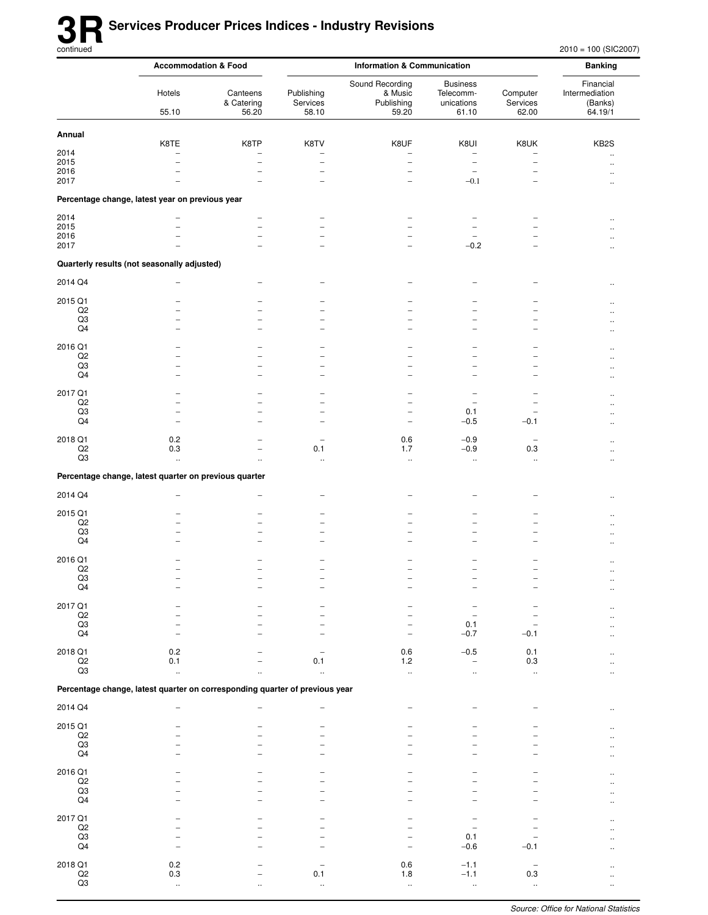# 3R Services Producer Prices Indices - Industry Revisions

continued

2010 = 100 (SIC2007)

| | Accommodation & Food | | Information & Communication | | | | Banking |
|---|---|---|---|---|---|---|---|
| | Hotels 55.10 | Canteens & Catering 56.20 | Publishing Services 58.10 | Sound Recording & Music Publishing 59.20 | Business Telecomm-unications 61.10 | Computer Services 62.00 | Financial Intermediation (Banks) 64.19/1 |
| **Annual** | K8TE | K8TP | K8TV | K8UF | K8UI | K8UK | KB2S |
| 2014 | – | – | – | – | – | – | .. |
| 2015 | – | – | – | – | – | – | .. |
| 2016 | – | – | – | – | – | – | .. |
| 2017 | – | – | – | – | –0.1 | – | .. |
| **Percentage change, latest year on previous year** | | | | | | | |
| 2014 | – | – | – | – | – | – | .. |
| 2015 | – | – | – | – | – | – | .. |
| 2016 | – | – | – | – | – | – | .. |
| 2017 | – | – | – | – | –0.2 | – | .. |
| **Quarterly results (not seasonally adjusted)** | | | | | | | |
| 2014 Q4 | – | – | – | – | – | – | .. |
| 2015 Q1 | – | – | – | – | – | – | .. |
| Q2 | – | – | – | – | – | – | .. |
| Q3 | – | – | – | – | – | – | .. |
| Q4 | – | – | – | – | – | – | .. |
| 2016 Q1 | – | – | – | – | – | – | .. |
| Q2 | – | – | – | – | – | – | .. |
| Q3 | – | – | – | – | – | – | .. |
| Q4 | – | – | – | – | – | – | .. |
| 2017 Q1 | – | – | – | – | – | – | .. |
| Q2 | – | – | – | – | – | – | .. |
| Q3 | – | – | – | – | 0.1 | – | .. |
| Q4 | – | – | – | – | –0.5 | –0.1 | .. |
| 2018 Q1 | 0.2 | – | – | 0.6 | –0.9 | – | .. |
| Q2 | 0.3 | – | 0.1 | 1.7 | –0.9 | 0.3 | .. |
| Q3 | .. | .. | .. | .. | .. | .. | .. |
| **Percentage change, latest quarter on previous quarter** | | | | | | | |
| 2014 Q4 | – | – | – | – | – | – | .. |
| 2015 Q1 | – | – | – | – | – | – | .. |
| Q2 | – | – | – | – | – | – | .. |
| Q3 | – | – | – | – | – | – | .. |
| Q4 | – | – | – | – | – | – | .. |
| 2016 Q1 | – | – | – | – | – | – | .. |
| Q2 | – | – | – | – | – | – | .. |
| Q3 | – | – | – | – | – | – | .. |
| Q4 | – | – | – | – | – | – | .. |
| 2017 Q1 | – | – | – | – | – | – | .. |
| Q2 | – | – | – | – | – | – | .. |
| Q3 | – | – | – | – | 0.1 | – | .. |
| Q4 | – | – | – | – | –0.7 | –0.1 | .. |
| 2018 Q1 | 0.2 | – | – | 0.6 | –0.5 | 0.1 | .. |
| Q2 | 0.1 | – | 0.1 | 1.2 | – | 0.3 | .. |
| Q3 | .. | .. | .. | .. | .. | .. | .. |
| **Percentage change, latest quarter on corresponding quarter of previous year** | | | | | | | |
| 2014 Q4 | – | – | – | – | – | – | .. |
| 2015 Q1 | – | – | – | – | – | – | .. |
| Q2 | – | – | – | – | – | – | .. |
| Q3 | – | – | – | – | – | – | .. |
| Q4 | – | – | – | – | – | – | .. |
| 2016 Q1 | – | – | – | – | – | – | .. |
| Q2 | – | – | – | – | – | – | .. |
| Q3 | – | – | – | – | – | – | .. |
| Q4 | – | – | – | – | – | – | .. |
| 2017 Q1 | – | – | – | – | – | – | .. |
| Q2 | – | – | – | – | – | – | .. |
| Q3 | – | – | – | – | 0.1 | – | .. |
| Q4 | – | – | – | – | –0.6 | –0.1 | .. |
| 2018 Q1 | 0.2 | – | – | 0.6 | –1.1 | – | .. |
| Q2 | 0.3 | – | 0.1 | 1.8 | –1.1 | 0.3 | .. |
| Q3 | .. | .. | .. | .. | .. | .. | .. |

*Source: Office for National Statistics*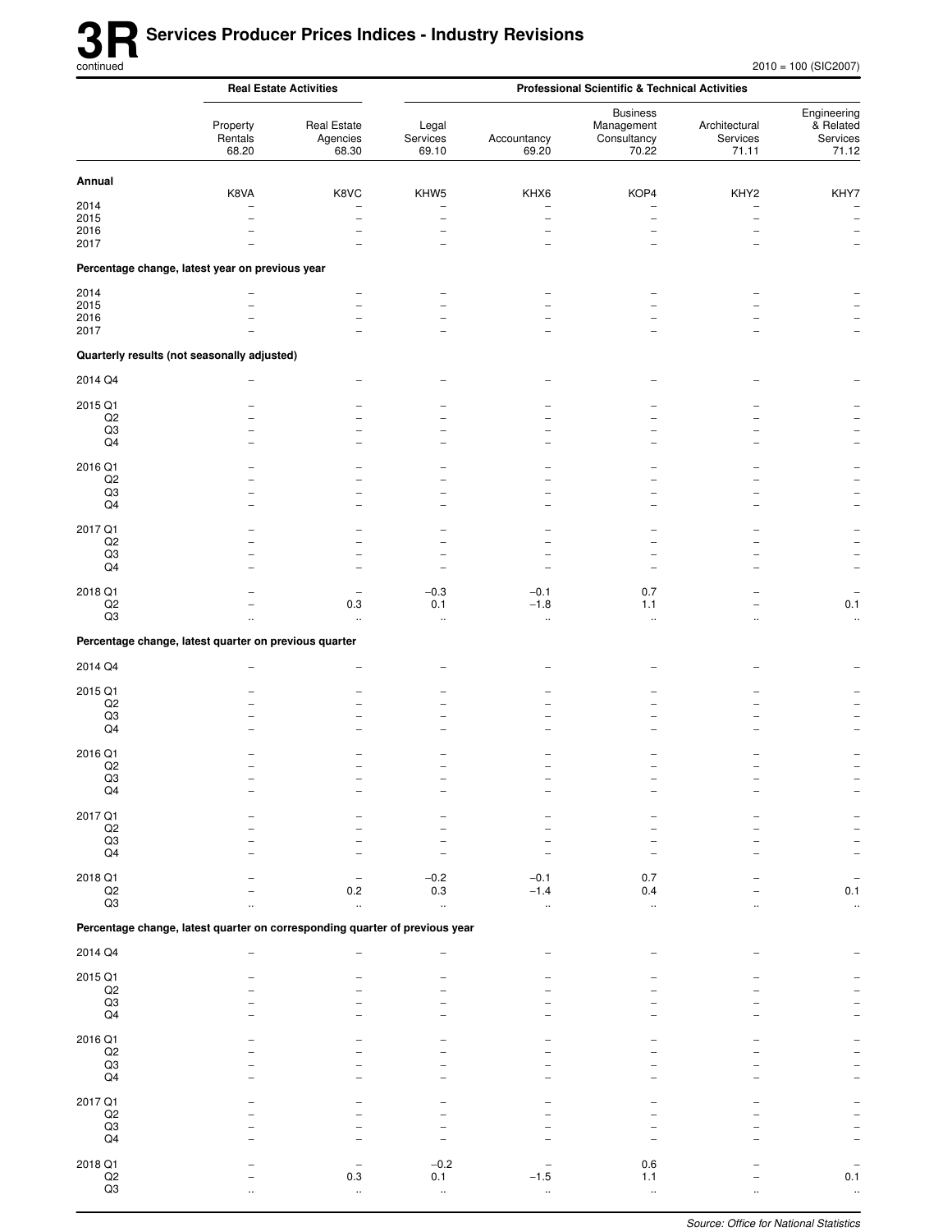# 3R Services Producer Prices Indices - Industry Revisions

continued

2010 = 100 (SIC2007)

| | Real Estate Activities | | Professional Scientific & Technical Activities | | | | |
|---|---|---|---|---|---|---|---|
| | Property Rentals 68.20 | Real Estate Agencies 68.30 | Legal Services 69.10 | Accountancy 69.20 | Business Management Consultancy 70.22 | Architectural Services 71.11 | Engineering & Related Services 71.12 |
| **Annual** | K8VA | K8VC | KHW5 | KHX6 | KOP4 | KHY2 | KHY7 |
| 2014 | – | – | – | – | – | – | – |
| 2015 | – | – | – | – | – | – | – |
| 2016 | – | – | – | – | – | – | – |
| 2017 | – | – | – | – | – | – | – |
| **Percentage change, latest year on previous year** | | | | | | | |
| 2014 | – | – | – | – | – | – | – |
| 2015 | – | – | – | – | – | – | – |
| 2016 | – | – | – | – | – | – | – |
| 2017 | – | – | – | – | – | – | – |
| **Quarterly results (not seasonally adjusted)** | | | | | | | |
| 2014 Q4 | – | – | – | – | – | – | – |
| 2015 Q1 | – | – | – | – | – | – | – |
| Q2 | – | – | – | – | – | – | – |
| Q3 | – | – | – | – | – | – | – |
| Q4 | – | – | – | – | – | – | – |
| 2016 Q1 | – | – | – | – | – | – | – |
| Q2 | – | – | – | – | – | – | – |
| Q3 | – | – | – | – | – | – | – |
| Q4 | – | – | – | – | – | – | – |
| 2017 Q1 | – | – | – | – | – | – | – |
| Q2 | – | – | – | – | – | – | – |
| Q3 | – | – | – | – | – | – | – |
| Q4 | – | – | – | – | – | – | – |
| 2018 Q1 | – | – | −0.3 | −0.1 | 0.7 | – | – |
| Q2 | – | 0.3 | 0.1 | −1.8 | 1.1 | – | 0.1 |
| Q3 | .. | .. | .. | .. | .. | .. | .. |
| **Percentage change, latest quarter on previous quarter** | | | | | | | |
| 2014 Q4 | – | – | – | – | – | – | – |
| 2015 Q1 | – | – | – | – | – | – | – |
| Q2 | – | – | – | – | – | – | – |
| Q3 | – | – | – | – | – | – | – |
| Q4 | – | – | – | – | – | – | – |
| 2016 Q1 | – | – | – | – | – | – | – |
| Q2 | – | – | – | – | – | – | – |
| Q3 | – | – | – | – | – | – | – |
| Q4 | – | – | – | – | – | – | – |
| 2017 Q1 | – | – | – | – | – | – | – |
| Q2 | – | – | – | – | – | – | – |
| Q3 | – | – | – | – | – | – | – |
| Q4 | – | – | – | – | – | – | – |
| 2018 Q1 | – | – | −0.2 | −0.1 | 0.7 | – | – |
| Q2 | – | 0.2 | 0.3 | −1.4 | 0.4 | – | 0.1 |
| Q3 | .. | .. | .. | .. | .. | .. | .. |
| **Percentage change, latest quarter on corresponding quarter of previous year** | | | | | | | |
| 2014 Q4 | – | – | – | – | – | – | – |
| 2015 Q1 | – | – | – | – | – | – | – |
| Q2 | – | – | – | – | – | – | – |
| Q3 | – | – | – | – | – | – | – |
| Q4 | – | – | – | – | – | – | – |
| 2016 Q1 | – | – | – | – | – | – | – |
| Q2 | – | – | – | – | – | – | – |
| Q3 | – | – | – | – | – | – | – |
| Q4 | – | – | – | – | – | – | – |
| 2017 Q1 | – | – | – | – | – | – | – |
| Q2 | – | – | – | – | – | – | – |
| Q3 | – | – | – | – | – | – | – |
| Q4 | – | – | – | – | – | – | – |
| 2018 Q1 | – | – | −0.2 | – | 0.6 | – | – |
| Q2 | – | 0.3 | 0.1 | −1.5 | 1.1 | – | 0.1 |
| Q3 | .. | .. | .. | .. | .. | .. | .. |

*Source: Office for National Statistics*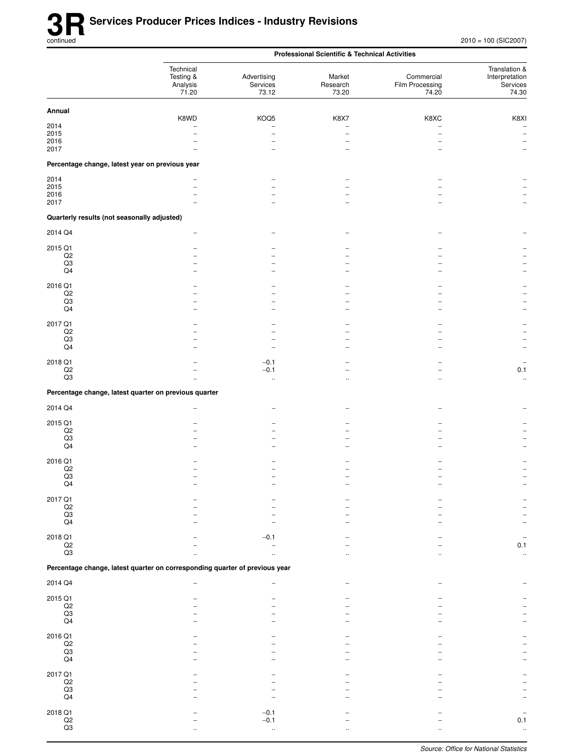# 3R Services Producer Prices Indices - Industry Revisions

continued

2010 = 100 (SIC2007)

| | Professional Scientific & Technical Activities | | | | |
|---|---|---|---|---|---|
| | Technical Testing & Analysis 71.20 | Advertising Services 73.12 | Market Research 73.20 | Commercial Film Processing 74.20 | Translation & Interpretation Services 74.30 |
| **Annual** | K8WD | KOQ5 | K8X7 | K8XC | K8XI |
| 2014 | – | – | – | – | – |
| 2015 | – | – | – | – | – |
| 2016 | – | – | – | – | – |
| 2017 | – | – | – | – | – |
| **Percentage change, latest year on previous year** | | | | | |
| 2014 | – | – | – | – | – |
| 2015 | – | – | – | – | – |
| 2016 | – | – | – | – | – |
| 2017 | – | – | – | – | – |
| **Quarterly results (not seasonally adjusted)** | | | | | |
| 2014 Q4 | – | – | – | – | – |
| 2015 Q1 | – | – | – | – | – |
| Q2 | – | – | – | – | – |
| Q3 | – | – | – | – | – |
| Q4 | – | – | – | – | – |
| 2016 Q1 | – | – | – | – | – |
| Q2 | – | – | – | – | – |
| Q3 | – | – | – | – | – |
| Q4 | – | – | – | – | – |
| 2017 Q1 | – | – | – | – | – |
| Q2 | – | – | – | – | – |
| Q3 | – | – | – | – | – |
| Q4 | – | – | – | – | – |
| 2018 Q1 | – | −0.1 | – | – | – |
| Q2 | – | −0.1 | – | – | 0.1 |
| Q3 | .. | .. | .. | .. | .. |
| **Percentage change, latest quarter on previous quarter** | | | | | |
| 2014 Q4 | – | – | – | – | – |
| 2015 Q1 | – | – | – | – | – |
| Q2 | – | – | – | – | – |
| Q3 | – | – | – | – | – |
| Q4 | – | – | – | – | – |
| 2016 Q1 | – | – | – | – | – |
| Q2 | – | – | – | – | – |
| Q3 | – | – | – | – | – |
| Q4 | – | – | – | – | – |
| 2017 Q1 | – | – | – | – | – |
| Q2 | – | – | – | – | – |
| Q3 | – | – | – | – | – |
| Q4 | – | – | – | – | – |
| 2018 Q1 | – | −0.1 | – | – | – |
| Q2 | – | – | – | – | 0.1 |
| Q3 | .. | .. | .. | .. | .. |
| **Percentage change, latest quarter on corresponding quarter of previous year** | | | | | |
| 2014 Q4 | – | – | – | – | – |
| 2015 Q1 | – | – | – | – | – |
| Q2 | – | – | – | – | – |
| Q3 | – | – | – | – | – |
| Q4 | – | – | – | – | – |
| 2016 Q1 | – | – | – | – | – |
| Q2 | – | – | – | – | – |
| Q3 | – | – | – | – | – |
| Q4 | – | – | – | – | – |
| 2017 Q1 | – | – | – | – | – |
| Q2 | – | – | – | – | – |
| Q3 | – | – | – | – | – |
| Q4 | – | – | – | – | – |
| 2018 Q1 | – | −0.1 | – | – | – |
| Q2 | – | −0.1 | – | – | 0.1 |
| Q3 | .. | .. | .. | .. | .. |

*Source: Office for National Statistics*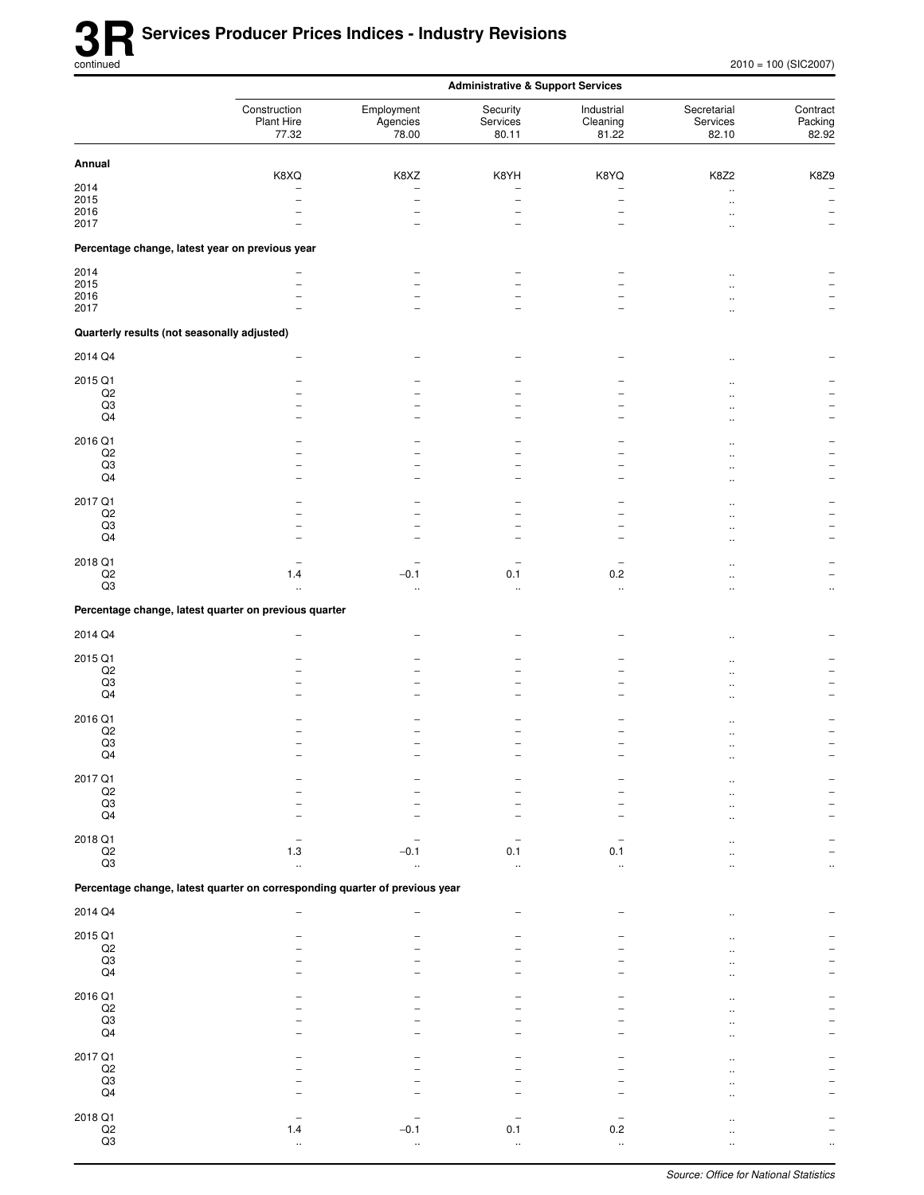# 3R Services Producer Prices Indices - Industry Revisions

continued

2010 = 100 (SIC2007)

| | Administrative & Support Services | | | | | |
|---|---|---|---|---|---|---|
| | Construction Plant Hire 77.32 | Employment Agencies 78.00 | Security Services 80.11 | Industrial Cleaning 81.22 | Secretarial Services 82.10 | Contract Packing 82.92 |
| **Annual** | K8XQ | K8XZ | K8YH | K8YQ | K8Z2 | K8Z9 |
| 2014 | – | – | – | – | .. | – |
| 2015 | – | – | – | – | .. | – |
| 2016 | – | – | – | – | .. | – |
| 2017 | – | – | – | – | .. | – |
| **Percentage change, latest year on previous year** | | | | | | |
| 2014 | – | – | – | – | .. | – |
| 2015 | – | – | – | – | .. | – |
| 2016 | – | – | – | – | .. | – |
| 2017 | – | – | – | – | .. | – |
| **Quarterly results (not seasonally adjusted)** | | | | | | |
| 2014 Q4 | – | – | – | – | .. | – |
| 2015 Q1 | – | – | – | – | .. | – |
| Q2 | – | – | – | – | .. | – |
| Q3 | – | – | – | – | .. | – |
| Q4 | – | – | – | – | .. | – |
| 2016 Q1 | – | – | – | – | .. | – |
| Q2 | – | – | – | – | .. | – |
| Q3 | – | – | – | – | .. | – |
| Q4 | – | – | – | – | .. | – |
| 2017 Q1 | – | – | – | – | .. | – |
| Q2 | – | – | – | – | .. | – |
| Q3 | – | – | – | – | .. | – |
| Q4 | – | – | – | – | .. | – |
| 2018 Q1 | – | – | – | – | .. | – |
| Q2 | 1.4 | −0.1 | 0.1 | 0.2 | .. | – |
| Q3 | .. | .. | .. | .. | .. | .. |
| **Percentage change, latest quarter on previous quarter** | | | | | | |
| 2014 Q4 | – | – | – | – | .. | – |
| 2015 Q1 | – | – | – | – | .. | – |
| Q2 | – | – | – | – | .. | – |
| Q3 | – | – | – | – | .. | – |
| Q4 | – | – | – | – | .. | – |
| 2016 Q1 | – | – | – | – | .. | – |
| Q2 | – | – | – | – | .. | – |
| Q3 | – | – | – | – | .. | – |
| Q4 | – | – | – | – | .. | – |
| 2017 Q1 | – | – | – | – | .. | – |
| Q2 | – | – | – | – | .. | – |
| Q3 | – | – | – | – | .. | – |
| Q4 | – | – | – | – | .. | – |
| 2018 Q1 | – | – | – | – | .. | – |
| Q2 | 1.3 | −0.1 | 0.1 | 0.1 | .. | – |
| Q3 | .. | .. | .. | .. | .. | .. |
| **Percentage change, latest quarter on corresponding quarter of previous year** | | | | | | |
| 2014 Q4 | – | – | – | – | .. | – |
| 2015 Q1 | – | – | – | – | .. | – |
| Q2 | – | – | – | – | .. | – |
| Q3 | – | – | – | – | .. | – |
| Q4 | – | – | – | – | .. | – |
| 2016 Q1 | – | – | – | – | .. | – |
| Q2 | – | – | – | – | .. | – |
| Q3 | – | – | – | – | .. | – |
| Q4 | – | – | – | – | .. | – |
| 2017 Q1 | – | – | – | – | .. | – |
| Q2 | – | – | – | – | .. | – |
| Q3 | – | – | – | – | .. | – |
| Q4 | – | – | – | – | .. | – |
| 2018 Q1 | – | – | – | – | .. | – |
| Q2 | 1.4 | −0.1 | 0.1 | 0.2 | .. | – |
| Q3 | .. | .. | .. | .. | .. | .. |

*Source: Office for National Statistics*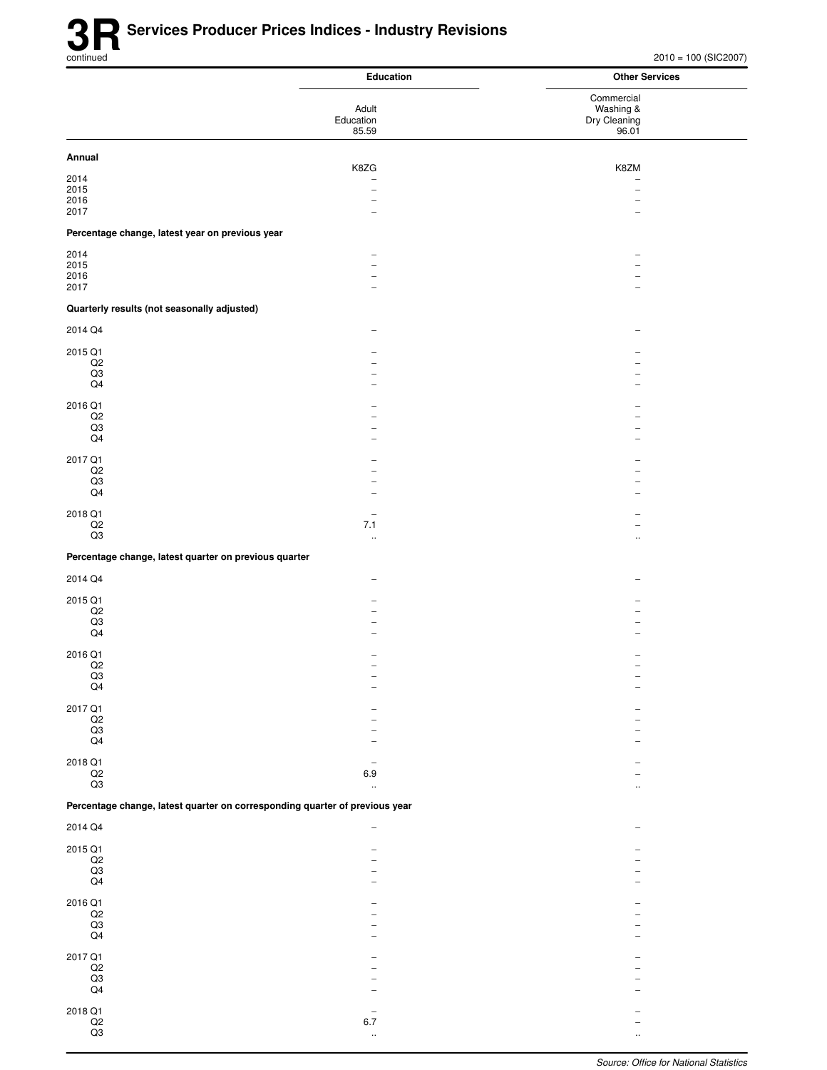# 3R Services Producer Prices Indices - Industry Revisions

continued

2010 = 100 (SIC2007)

| | Education | Other Services |
|---|---|---|
| | Adult Education 85.59 | Commercial Washing & Dry Cleaning 96.01 |
| **Annual** | K8ZG | K8ZM |
| 2014 | – | – |
| 2015 | – | – |
| 2016 | – | – |
| 2017 | – | – |
| **Percentage change, latest year on previous year** | | |
| 2014 | – | – |
| 2015 | – | – |
| 2016 | – | – |
| 2017 | – | – |
| **Quarterly results (not seasonally adjusted)** | | |
| 2014 Q4 | – | – |
| 2015 Q1 | – | – |
| Q2 | – | – |
| Q3 | – | – |
| Q4 | – | – |
| 2016 Q1 | – | – |
| Q2 | – | – |
| Q3 | – | – |
| Q4 | – | – |
| 2017 Q1 | – | – |
| Q2 | – | – |
| Q3 | – | – |
| Q4 | – | – |
| 2018 Q1 | – | – |
| Q2 | 7.1 | – |
| Q3 | .. | .. |
| **Percentage change, latest quarter on previous quarter** | | |
| 2014 Q4 | – | – |
| 2015 Q1 | – | – |
| Q2 | – | – |
| Q3 | – | – |
| Q4 | – | – |
| 2016 Q1 | – | – |
| Q2 | – | – |
| Q3 | – | – |
| Q4 | – | – |
| 2017 Q1 | – | – |
| Q2 | – | – |
| Q3 | – | – |
| Q4 | – | – |
| 2018 Q1 | – | – |
| Q2 | 6.9 | – |
| Q3 | .. | .. |
| **Percentage change, latest quarter on corresponding quarter of previous year** | | |
| 2014 Q4 | – | – |
| 2015 Q1 | – | – |
| Q2 | – | – |
| Q3 | – | – |
| Q4 | – | – |
| 2016 Q1 | – | – |
| Q2 | – | – |
| Q3 | – | – |
| Q4 | – | – |
| 2017 Q1 | – | – |
| Q2 | – | – |
| Q3 | – | – |
| Q4 | – | – |
| 2018 Q1 | – | – |
| Q2 | 6.7 | – |
| Q3 | .. | .. |

*Source: Office for National Statistics*